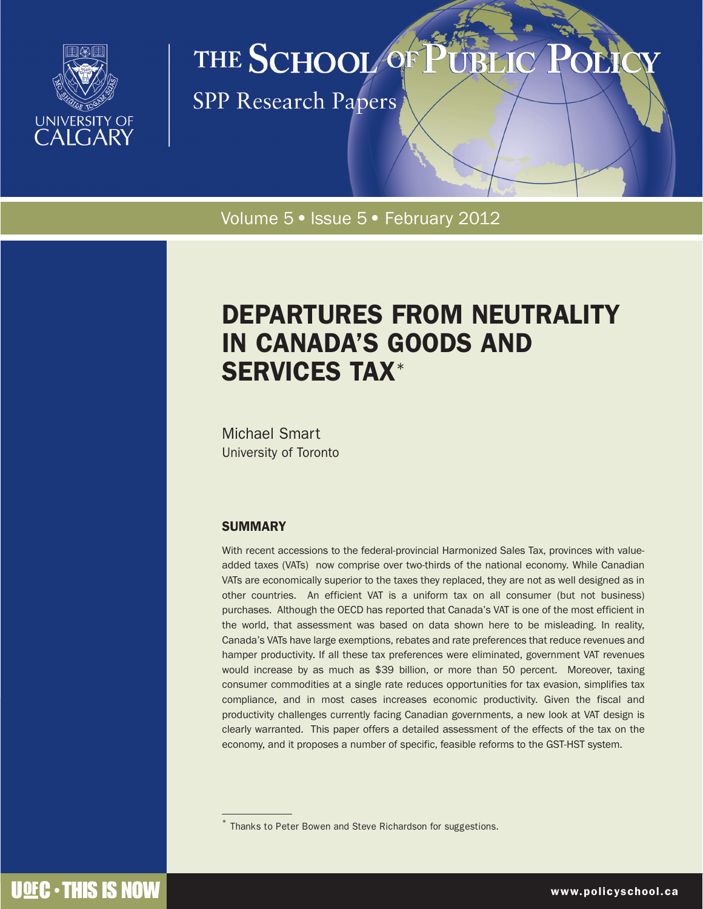# THE SCHOOL OF PUBLIC POLICY

SPP Research Papers

Volume 5 • Issue 5 • February 2012

# DEPARTURES FROM NEUTRALITY IN CANADA'S GOODS AND SERVICES TAX*

Michael Smart
University of Toronto

## SUMMARY

With recent accessions to the federal-provincial Harmonized Sales Tax, provinces with value-added taxes (VATs) now comprise over two-thirds of the national economy. While Canadian VATs are economically superior to the taxes they replaced, they are not as well designed as in other countries. An efficient VAT is a uniform tax on all consumer (but not business) purchases. Although the OECD has reported that Canada's VAT is one of the most efficient in the world, that assessment was based on data shown here to be misleading. In reality, Canada's VATs have large exemptions, rebates and rate preferences that reduce revenues and hamper productivity. If all these tax preferences were eliminated, government VAT revenues would increase by as much as $39 billion, or more than 50 percent. Moreover, taxing consumer commodities at a single rate reduces opportunities for tax evasion, simplifies tax compliance, and in most cases increases economic productivity. Given the fiscal and productivity challenges currently facing Canadian governments, a new look at VAT design is clearly warranted. This paper offers a detailed assessment of the effects of the tax on the economy, and it proposes a number of specific, feasible reforms to the GST-HST system.

* Thanks to Peter Bowen and Steve Richardson for suggestions.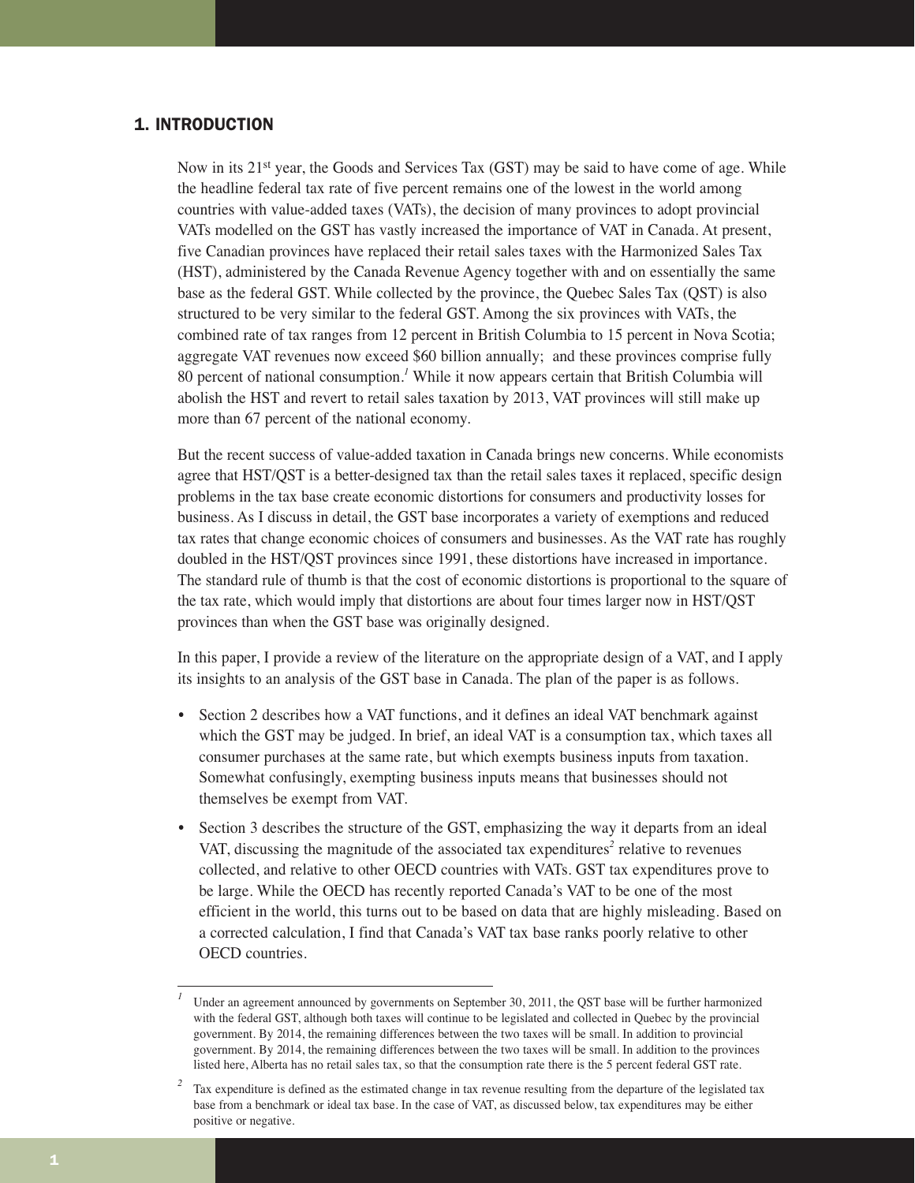## 1. INTRODUCTION

Now in its 21st year, the Goods and Services Tax (GST) may be said to have come of age. While the headline federal tax rate of five percent remains one of the lowest in the world among countries with value-added taxes (VATs), the decision of many provinces to adopt provincial VATs modelled on the GST has vastly increased the importance of VAT in Canada. At present, five Canadian provinces have replaced their retail sales taxes with the Harmonized Sales Tax (HST), administered by the Canada Revenue Agency together with and on essentially the same base as the federal GST. While collected by the province, the Quebec Sales Tax (QST) is also structured to be very similar to the federal GST. Among the six provinces with VATs, the combined rate of tax ranges from 12 percent in British Columbia to 15 percent in Nova Scotia; aggregate VAT revenues now exceed $60 billion annually; and these provinces comprise fully 80 percent of national consumption.[1] While it now appears certain that British Columbia will abolish the HST and revert to retail sales taxation by 2013, VAT provinces will still make up more than 67 percent of the national economy.

But the recent success of value-added taxation in Canada brings new concerns. While economists agree that HST/QST is a better-designed tax than the retail sales taxes it replaced, specific design problems in the tax base create economic distortions for consumers and productivity losses for business. As I discuss in detail, the GST base incorporates a variety of exemptions and reduced tax rates that change economic choices of consumers and businesses. As the VAT rate has roughly doubled in the HST/QST provinces since 1991, these distortions have increased in importance. The standard rule of thumb is that the cost of economic distortions is proportional to the square of the tax rate, which would imply that distortions are about four times larger now in HST/QST provinces than when the GST base was originally designed.

In this paper, I provide a review of the literature on the appropriate design of a VAT, and I apply its insights to an analysis of the GST base in Canada. The plan of the paper is as follows.

- Section 2 describes how a VAT functions, and it defines an ideal VAT benchmark against which the GST may be judged. In brief, an ideal VAT is a consumption tax, which taxes all consumer purchases at the same rate, but which exempts business inputs from taxation. Somewhat confusingly, exempting business inputs means that businesses should not themselves be exempt from VAT.
- Section 3 describes the structure of the GST, emphasizing the way it departs from an ideal VAT, discussing the magnitude of the associated tax expenditures[2] relative to revenues collected, and relative to other OECD countries with VATs. GST tax expenditures prove to be large. While the OECD has recently reported Canada's VAT to be one of the most efficient in the world, this turns out to be based on data that are highly misleading. Based on a corrected calculation, I find that Canada's VAT tax base ranks poorly relative to other OECD countries.

---

[1] Under an agreement announced by governments on September 30, 2011, the QST base will be further harmonized with the federal GST, although both taxes will continue to be legislated and collected in Quebec by the provincial government. By 2014, the remaining differences between the two taxes will be small. In addition to provincial government. By 2014, the remaining differences between the two taxes will be small. In addition to the provinces listed here, Alberta has no retail sales tax, so that the consumption rate there is the 5 percent federal GST rate.

[2] Tax expenditure is defined as the estimated change in tax revenue resulting from the departure of the legislated tax base from a benchmark or ideal tax base. In the case of VAT, as discussed below, tax expenditures may be either positive or negative.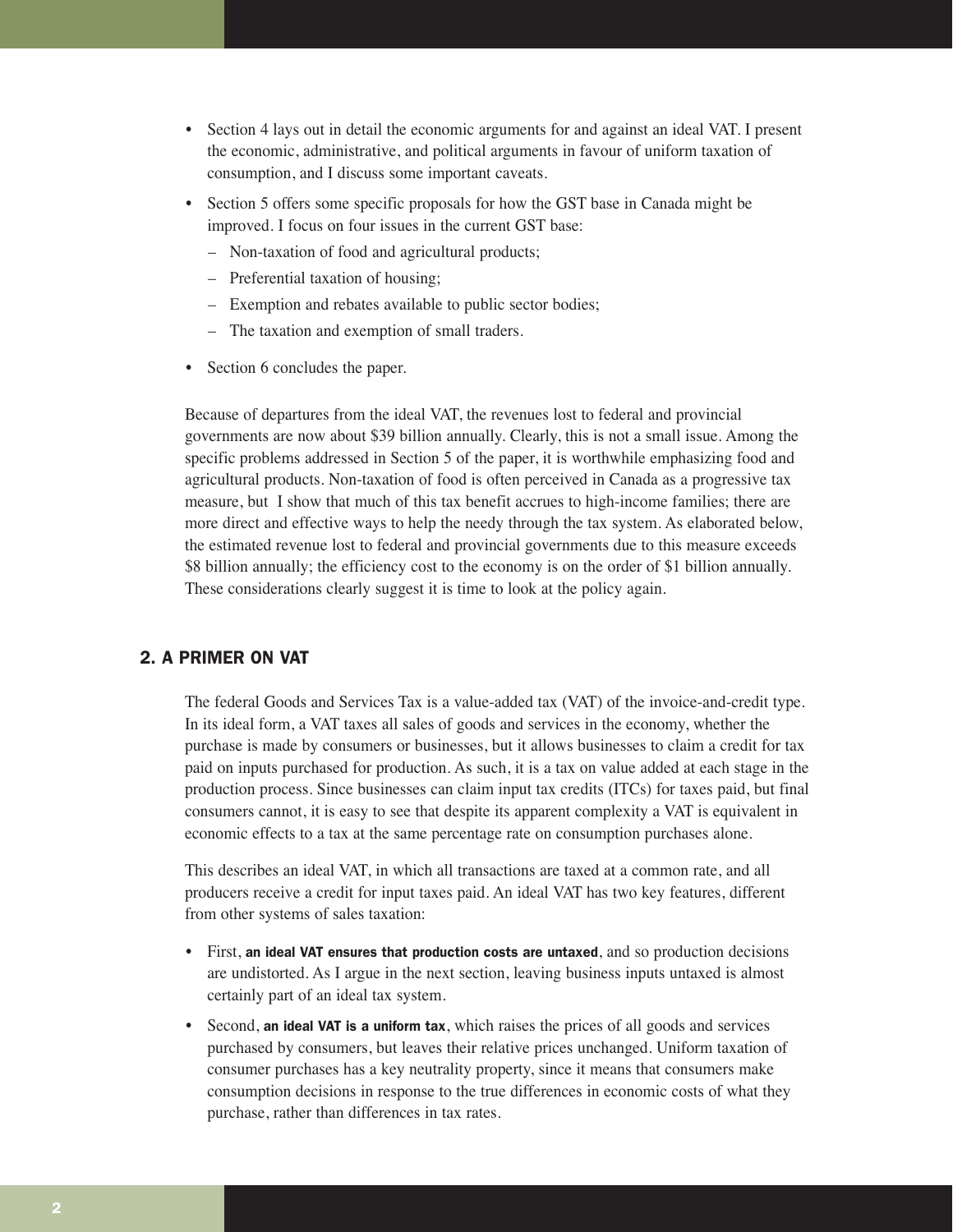- Section 4 lays out in detail the economic arguments for and against an ideal VAT. I present the economic, administrative, and political arguments in favour of uniform taxation of consumption, and I discuss some important caveats.
- Section 5 offers some specific proposals for how the GST base in Canada might be improved. I focus on four issues in the current GST base:
  - Non-taxation of food and agricultural products;
  - Preferential taxation of housing;
  - Exemption and rebates available to public sector bodies;
  - The taxation and exemption of small traders.
- Section 6 concludes the paper.

Because of departures from the ideal VAT, the revenues lost to federal and provincial governments are now about $39 billion annually. Clearly, this is not a small issue. Among the specific problems addressed in Section 5 of the paper, it is worthwhile emphasizing food and agricultural products. Non-taxation of food is often perceived in Canada as a progressive tax measure, but I show that much of this tax benefit accrues to high-income families; there are more direct and effective ways to help the needy through the tax system. As elaborated below, the estimated revenue lost to federal and provincial governments due to this measure exceeds $8 billion annually; the efficiency cost to the economy is on the order of $1 billion annually. These considerations clearly suggest it is time to look at the policy again.

## 2. A PRIMER ON VAT

The federal Goods and Services Tax is a value-added tax (VAT) of the invoice-and-credit type. In its ideal form, a VAT taxes all sales of goods and services in the economy, whether the purchase is made by consumers or businesses, but it allows businesses to claim a credit for tax paid on inputs purchased for production. As such, it is a tax on value added at each stage in the production process. Since businesses can claim input tax credits (ITCs) for taxes paid, but final consumers cannot, it is easy to see that despite its apparent complexity a VAT is equivalent in economic effects to a tax at the same percentage rate on consumption purchases alone.

This describes an ideal VAT, in which all transactions are taxed at a common rate, and all producers receive a credit for input taxes paid. An ideal VAT has two key features, different from other systems of sales taxation:

- First, **an ideal VAT ensures that production costs are untaxed**, and so production decisions are undistorted. As I argue in the next section, leaving business inputs untaxed is almost certainly part of an ideal tax system.
- Second, **an ideal VAT is a uniform tax**, which raises the prices of all goods and services purchased by consumers, but leaves their relative prices unchanged. Uniform taxation of consumer purchases has a key neutrality property, since it means that consumers make consumption decisions in response to the true differences in economic costs of what they purchase, rather than differences in tax rates.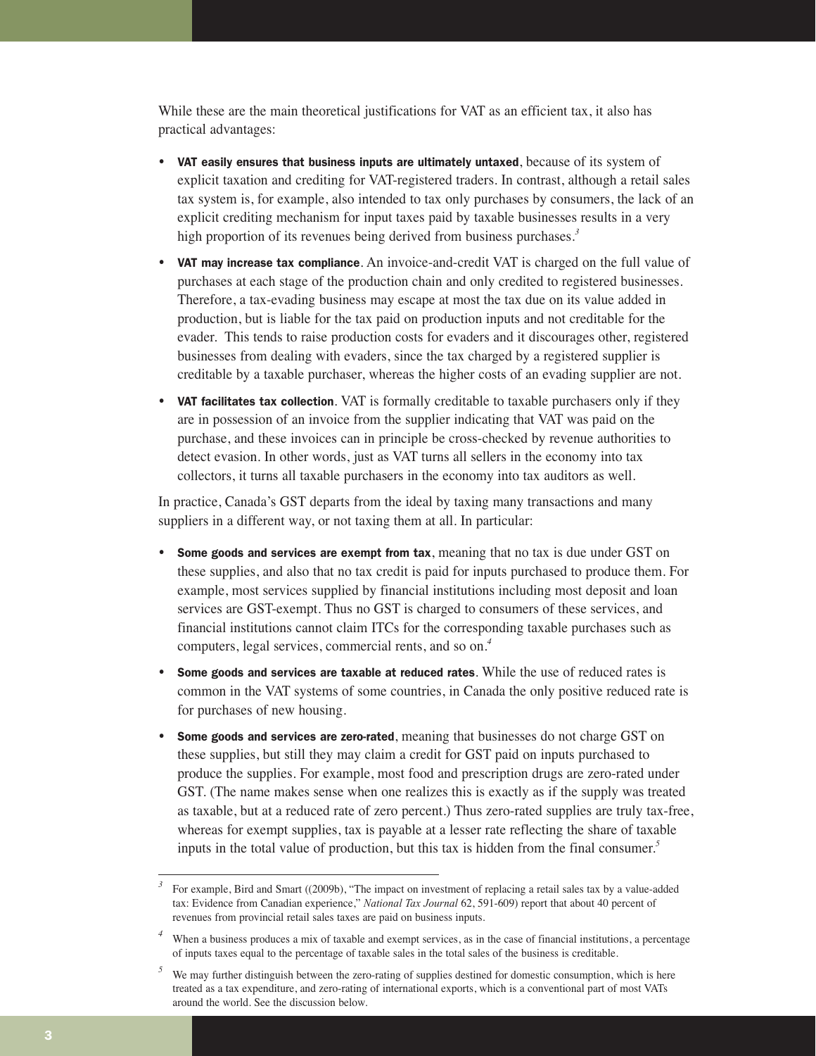While these are the main theoretical justifications for VAT as an efficient tax, it also has practical advantages:

- **VAT easily ensures that business inputs are ultimately untaxed**, because of its system of explicit taxation and crediting for VAT-registered traders. In contrast, although a retail sales tax system is, for example, also intended to tax only purchases by consumers, the lack of an explicit crediting mechanism for input taxes paid by taxable businesses results in a very high proportion of its revenues being derived from business purchases.[3]

- **VAT may increase tax compliance**. An invoice-and-credit VAT is charged on the full value of purchases at each stage of the production chain and only credited to registered businesses. Therefore, a tax-evading business may escape at most the tax due on its value added in production, but is liable for the tax paid on production inputs and not creditable for the evader. This tends to raise production costs for evaders and it discourages other, registered businesses from dealing with evaders, since the tax charged by a registered supplier is creditable by a taxable purchaser, whereas the higher costs of an evading supplier are not.

- **VAT facilitates tax collection**. VAT is formally creditable to taxable purchasers only if they are in possession of an invoice from the supplier indicating that VAT was paid on the purchase, and these invoices can in principle be cross-checked by revenue authorities to detect evasion. In other words, just as VAT turns all sellers in the economy into tax collectors, it turns all taxable purchasers in the economy into tax auditors as well.

In practice, Canada's GST departs from the ideal by taxing many transactions and many suppliers in a different way, or not taxing them at all. In particular:

- **Some goods and services are exempt from tax**, meaning that no tax is due under GST on these supplies, and also that no tax credit is paid for inputs purchased to produce them. For example, most services supplied by financial institutions including most deposit and loan services are GST-exempt. Thus no GST is charged to consumers of these services, and financial institutions cannot claim ITCs for the corresponding taxable purchases such as computers, legal services, commercial rents, and so on.[4]

- **Some goods and services are taxable at reduced rates**. While the use of reduced rates is common in the VAT systems of some countries, in Canada the only positive reduced rate is for purchases of new housing.

- **Some goods and services are zero-rated**, meaning that businesses do not charge GST on these supplies, but still they may claim a credit for GST paid on inputs purchased to produce the supplies. For example, most food and prescription drugs are zero-rated under GST. (The name makes sense when one realizes this is exactly as if the supply was treated as taxable, but at a reduced rate of zero percent.) Thus zero-rated supplies are truly tax-free, whereas for exempt supplies, tax is payable at a lesser rate reflecting the share of taxable inputs in the total value of production, but this tax is hidden from the final consumer.[5]

---

[3] For example, Bird and Smart ((2009b), "The impact on investment of replacing a retail sales tax by a value-added tax: Evidence from Canadian experience," *National Tax Journal* 62, 591-609) report that about 40 percent of revenues from provincial retail sales taxes are paid on business inputs.

[4] When a business produces a mix of taxable and exempt services, as in the case of financial institutions, a percentage of inputs taxes equal to the percentage of taxable sales in the total sales of the business is creditable.

[5] We may further distinguish between the zero-rating of supplies destined for domestic consumption, which is here treated as a tax expenditure, and zero-rating of international exports, which is a conventional part of most VATs around the world. See the discussion below.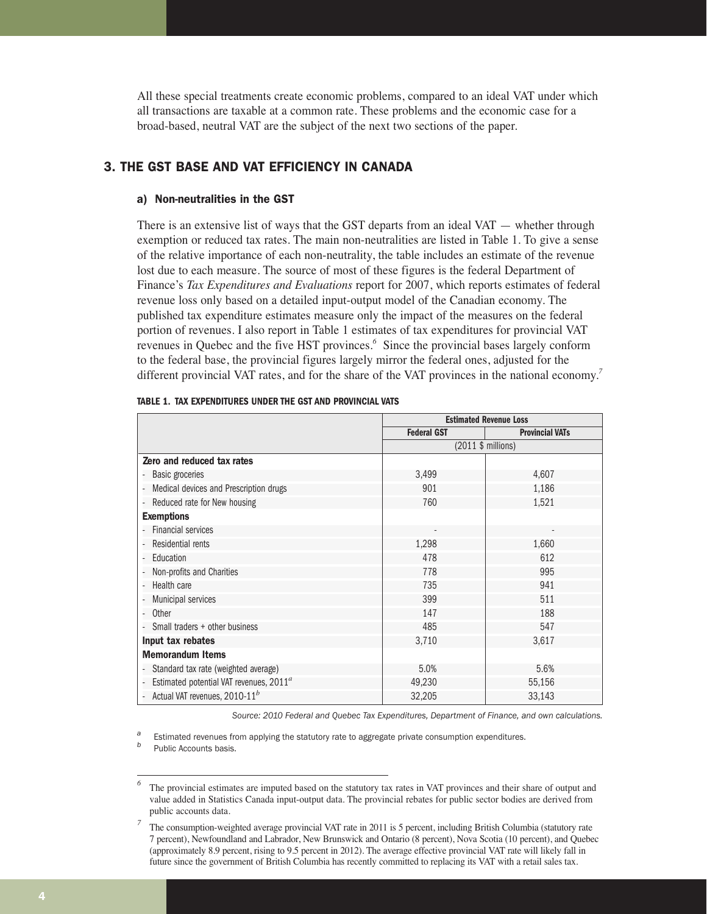All these special treatments create economic problems, compared to an ideal VAT under which all transactions are taxable at a common rate. These problems and the economic case for a broad-based, neutral VAT are the subject of the next two sections of the paper.

## 3. THE GST BASE AND VAT EFFICIENCY IN CANADA

### a) Non-neutralities in the GST

There is an extensive list of ways that the GST departs from an ideal VAT — whether through exemption or reduced tax rates. The main non-neutralities are listed in Table 1. To give a sense of the relative importance of each non-neutrality, the table includes an estimate of the revenue lost due to each measure. The source of most of these figures is the federal Department of Finance's *Tax Expenditures and Evaluations* report for 2007, which reports estimates of federal revenue loss only based on a detailed input-output model of the Canadian economy. The published tax expenditure estimates measure only the impact of the measures on the federal portion of revenues. I also report in Table 1 estimates of tax expenditures for provincial VAT revenues in Quebec and the five HST provinces.[6] Since the provincial bases largely conform to the federal base, the provincial figures largely mirror the federal ones, adjusted for the different provincial VAT rates, and for the share of the VAT provinces in the national economy.[7]

**TABLE 1. TAX EXPENDITURES UNDER THE GST AND PROVINCIAL VATS**

| | Estimated Revenue Loss | |
|---|---|---|
| | Federal GST | Provincial VATs |
| | (2011 $ millions) | |
| **Zero and reduced tax rates** | | |
| - Basic groceries | 3,499 | 4,607 |
| - Medical devices and Prescription drugs | 901 | 1,186 |
| - Reduced rate for New housing | 760 | 1,521 |
| **Exemptions** | | |
| - Financial services | - | - |
| - Residential rents | 1,298 | 1,660 |
| - Education | 478 | 612 |
| - Non-profits and Charities | 778 | 995 |
| - Health care | 735 | 941 |
| - Municipal services | 399 | 511 |
| - Other | 147 | 188 |
| - Small traders + other business | 485 | 547 |
| **Input tax rebates** | 3,710 | 3,617 |
| **Memorandum Items** | | |
| - Standard tax rate (weighted average) | 5.0% | 5.6% |
| - Estimated potential VAT revenues, 2011[a] | 49,230 | 55,156 |
| - Actual VAT revenues, 2010-11[b] | 32,205 | 33,143 |

*Source: 2010 Federal and Quebec Tax Expenditures, Department of Finance, and own calculations.*

[a] Estimated revenues from applying the statutory rate to aggregate private consumption expenditures.
[b] Public Accounts basis.

[6] The provincial estimates are imputed based on the statutory tax rates in VAT provinces and their share of output and value added in Statistics Canada input-output data. The provincial rebates for public sector bodies are derived from public accounts data.

[7] The consumption-weighted average provincial VAT rate in 2011 is 5 percent, including British Columbia (statutory rate 7 percent), Newfoundland and Labrador, New Brunswick and Ontario (8 percent), Nova Scotia (10 percent), and Quebec (approximately 8.9 percent, rising to 9.5 percent in 2012). The average effective provincial VAT rate will likely fall in future since the government of British Columbia has recently committed to replacing its VAT with a retail sales tax.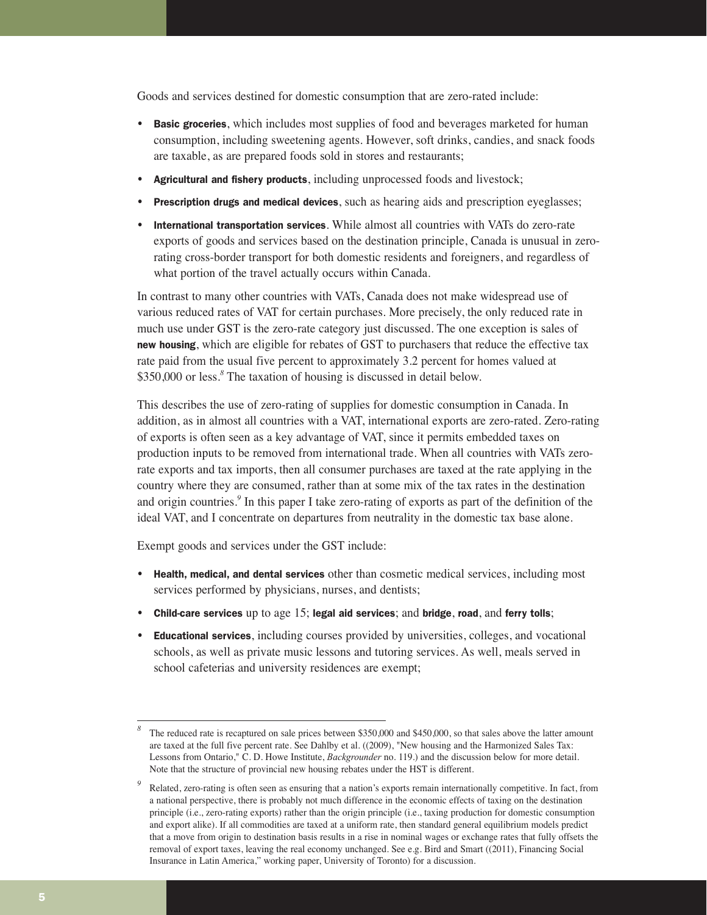Goods and services destined for domestic consumption that are zero-rated include:

- **Basic groceries**, which includes most supplies of food and beverages marketed for human consumption, including sweetening agents. However, soft drinks, candies, and snack foods are taxable, as are prepared foods sold in stores and restaurants;
- **Agricultural and fishery products**, including unprocessed foods and livestock;
- **Prescription drugs and medical devices**, such as hearing aids and prescription eyeglasses;
- **International transportation services**. While almost all countries with VATs do zero-rate exports of goods and services based on the destination principle, Canada is unusual in zero-rating cross-border transport for both domestic residents and foreigners, and regardless of what portion of the travel actually occurs within Canada.

In contrast to many other countries with VATs, Canada does not make widespread use of various reduced rates of VAT for certain purchases. More precisely, the only reduced rate in much use under GST is the zero-rate category just discussed. The one exception is sales of **new housing**, which are eligible for rebates of GST to purchasers that reduce the effective tax rate paid from the usual five percent to approximately 3.2 percent for homes valued at $350,000 or less.[8] The taxation of housing is discussed in detail below.

This describes the use of zero-rating of supplies for domestic consumption in Canada. In addition, as in almost all countries with a VAT, international exports are zero-rated. Zero-rating of exports is often seen as a key advantage of VAT, since it permits embedded taxes on production inputs to be removed from international trade. When all countries with VATs zero-rate exports and tax imports, then all consumer purchases are taxed at the rate applying in the country where they are consumed, rather than at some mix of the tax rates in the destination and origin countries.[9] In this paper I take zero-rating of exports as part of the definition of the ideal VAT, and I concentrate on departures from neutrality in the domestic tax base alone.

Exempt goods and services under the GST include:

- **Health, medical, and dental services** other than cosmetic medical services, including most services performed by physicians, nurses, and dentists;
- **Child-care services** up to age 15; **legal aid services**; and **bridge**, **road**, and **ferry tolls**;
- **Educational services**, including courses provided by universities, colleges, and vocational schools, as well as private music lessons and tutoring services. As well, meals served in school cafeterias and university residences are exempt;

---

[8] The reduced rate is recaptured on sale prices between $350,000 and $450,000, so that sales above the latter amount are taxed at the full five percent rate. See Dahlby et al. ((2009), "New housing and the Harmonized Sales Tax: Lessons from Ontario," C. D. Howe Institute, *Backgrounder* no. 119.) and the discussion below for more detail. Note that the structure of provincial new housing rebates under the HST is different.

[9] Related, zero-rating is often seen as ensuring that a nation's exports remain internationally competitive. In fact, from a national perspective, there is probably not much difference in the economic effects of taxing on the destination principle (i.e., zero-rating exports) rather than the origin principle (i.e., taxing production for domestic consumption and export alike). If all commodities are taxed at a uniform rate, then standard general equilibrium models predict that a move from origin to destination basis results in a rise in nominal wages or exchange rates that fully offsets the removal of export taxes, leaving the real economy unchanged. See e.g. Bird and Smart ((2011), Financing Social Insurance in Latin America," working paper, University of Toronto) for a discussion.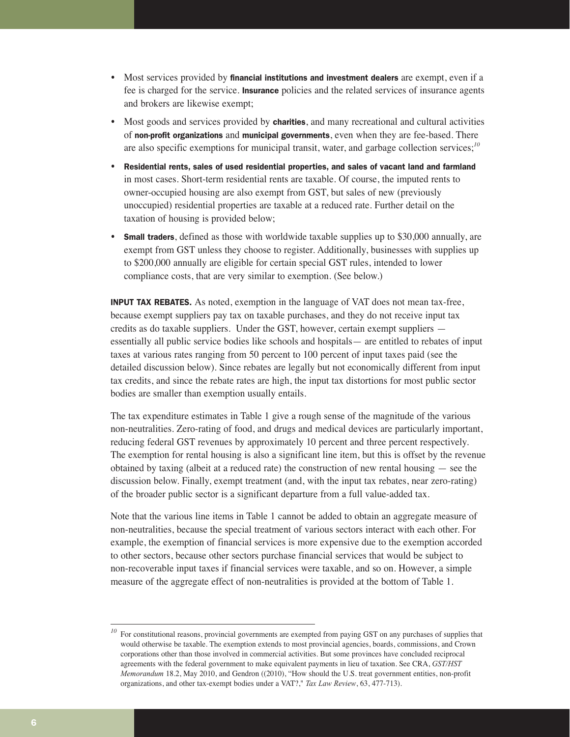- Most services provided by **financial institutions and investment dealers** are exempt, even if a fee is charged for the service. **Insurance** policies and the related services of insurance agents and brokers are likewise exempt;
- Most goods and services provided by **charities**, and many recreational and cultural activities of **non-profit organizations** and **municipal governments**, even when they are fee-based. There are also specific exemptions for municipal transit, water, and garbage collection services;[10]
- **Residential rents, sales of used residential properties, and sales of vacant land and farmland** in most cases. Short-term residential rents are taxable. Of course, the imputed rents to owner-occupied housing are also exempt from GST, but sales of new (previously unoccupied) residential properties are taxable at a reduced rate. Further detail on the taxation of housing is provided below;
- **Small traders**, defined as those with worldwide taxable supplies up to $30,000 annually, are exempt from GST unless they choose to register. Additionally, businesses with supplies up to $200,000 annually are eligible for certain special GST rules, intended to lower compliance costs, that are very similar to exemption. (See below.)

**INPUT TAX REBATES.** As noted, exemption in the language of VAT does not mean tax-free, because exempt suppliers pay tax on taxable purchases, and they do not receive input tax credits as do taxable suppliers. Under the GST, however, certain exempt suppliers — essentially all public service bodies like schools and hospitals— are entitled to rebates of input taxes at various rates ranging from 50 percent to 100 percent of input taxes paid (see the detailed discussion below). Since rebates are legally but not economically different from input tax credits, and since the rebate rates are high, the input tax distortions for most public sector bodies are smaller than exemption usually entails.

The tax expenditure estimates in Table 1 give a rough sense of the magnitude of the various non-neutralities. Zero-rating of food, and drugs and medical devices are particularly important, reducing federal GST revenues by approximately 10 percent and three percent respectively. The exemption for rental housing is also a significant line item, but this is offset by the revenue obtained by taxing (albeit at a reduced rate) the construction of new rental housing — see the discussion below. Finally, exempt treatment (and, with the input tax rebates, near zero-rating) of the broader public sector is a significant departure from a full value-added tax.

Note that the various line items in Table 1 cannot be added to obtain an aggregate measure of non-neutralities, because the special treatment of various sectors interact with each other. For example, the exemption of financial services is more expensive due to the exemption accorded to other sectors, because other sectors purchase financial services that would be subject to non-recoverable input taxes if financial services were taxable, and so on. However, a simple measure of the aggregate effect of non-neutralities is provided at the bottom of Table 1.

---

[10] For constitutional reasons, provincial governments are exempted from paying GST on any purchases of supplies that would otherwise be taxable. The exemption extends to most provincial agencies, boards, commissions, and Crown corporations other than those involved in commercial activities. But some provinces have concluded reciprocal agreements with the federal government to make equivalent payments in lieu of taxation. See CRA, *GST/HST Memorandum* 18.2, May 2010, and Gendron ((2010), "How should the U.S. treat government entities, non-profit organizations, and other tax-exempt bodies under a VAT?," *Tax Law Review*, 63, 477-713).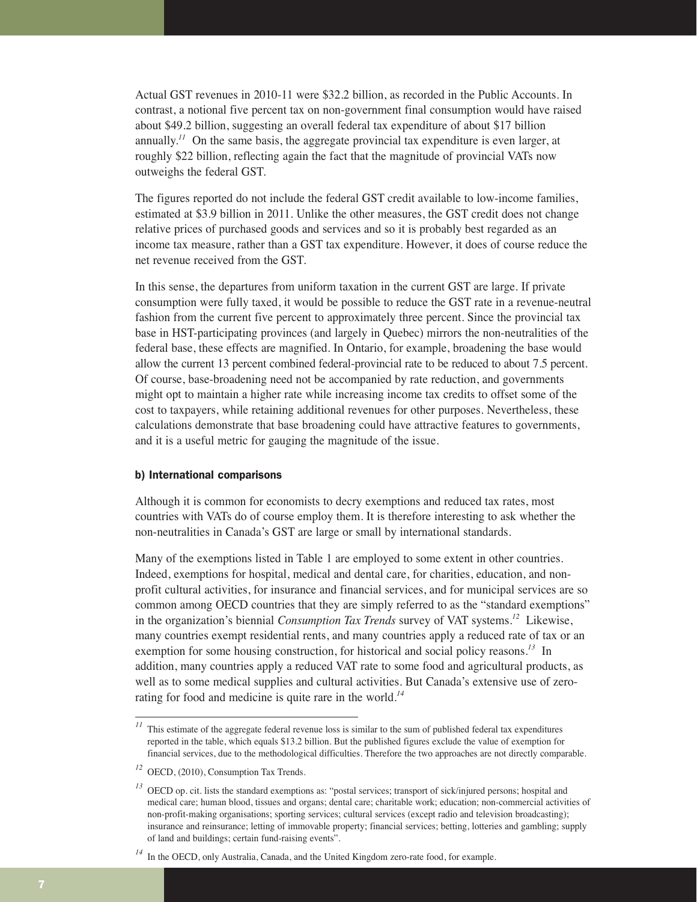Actual GST revenues in 2010-11 were $32.2 billion, as recorded in the Public Accounts. In contrast, a notional five percent tax on non-government final consumption would have raised about $49.2 billion, suggesting an overall federal tax expenditure of about $17 billion annually.[11] On the same basis, the aggregate provincial tax expenditure is even larger, at roughly $22 billion, reflecting again the fact that the magnitude of provincial VATs now outweighs the federal GST.

The figures reported do not include the federal GST credit available to low-income families, estimated at $3.9 billion in 2011. Unlike the other measures, the GST credit does not change relative prices of purchased goods and services and so it is probably best regarded as an income tax measure, rather than a GST tax expenditure. However, it does of course reduce the net revenue received from the GST.

In this sense, the departures from uniform taxation in the current GST are large. If private consumption were fully taxed, it would be possible to reduce the GST rate in a revenue-neutral fashion from the current five percent to approximately three percent. Since the provincial tax base in HST-participating provinces (and largely in Quebec) mirrors the non-neutralities of the federal base, these effects are magnified. In Ontario, for example, broadening the base would allow the current 13 percent combined federal-provincial rate to be reduced to about 7.5 percent. Of course, base-broadening need not be accompanied by rate reduction, and governments might opt to maintain a higher rate while increasing income tax credits to offset some of the cost to taxpayers, while retaining additional revenues for other purposes. Nevertheless, these calculations demonstrate that base broadening could have attractive features to governments, and it is a useful metric for gauging the magnitude of the issue.

#### b) International comparisons

Although it is common for economists to decry exemptions and reduced tax rates, most countries with VATs do of course employ them. It is therefore interesting to ask whether the non-neutralities in Canada's GST are large or small by international standards.

Many of the exemptions listed in Table 1 are employed to some extent in other countries. Indeed, exemptions for hospital, medical and dental care, for charities, education, and non-profit cultural activities, for insurance and financial services, and for municipal services are so common among OECD countries that they are simply referred to as the "standard exemptions" in the organization's biennial *Consumption Tax Trends* survey of VAT systems.[12] Likewise, many countries exempt residential rents, and many countries apply a reduced rate of tax or an exemption for some housing construction, for historical and social policy reasons.[13] In addition, many countries apply a reduced VAT rate to some food and agricultural products, as well as to some medical supplies and cultural activities. But Canada's extensive use of zero-rating for food and medicine is quite rare in the world.[14]

---

[11] This estimate of the aggregate federal revenue loss is similar to the sum of published federal tax expenditures reported in the table, which equals $13.2 billion. But the published figures exclude the value of exemption for financial services, due to the methodological difficulties. Therefore the two approaches are not directly comparable.

[12] OECD, (2010), Consumption Tax Trends.

[13] OECD op. cit. lists the standard exemptions as: "postal services; transport of sick/injured persons; hospital and medical care; human blood, tissues and organs; dental care; charitable work; education; non-commercial activities of non-profit-making organisations; sporting services; cultural services (except radio and television broadcasting); insurance and reinsurance; letting of immovable property; financial services; betting, lotteries and gambling; supply of land and buildings; certain fund-raising events".

[14] In the OECD, only Australia, Canada, and the United Kingdom zero-rate food, for example.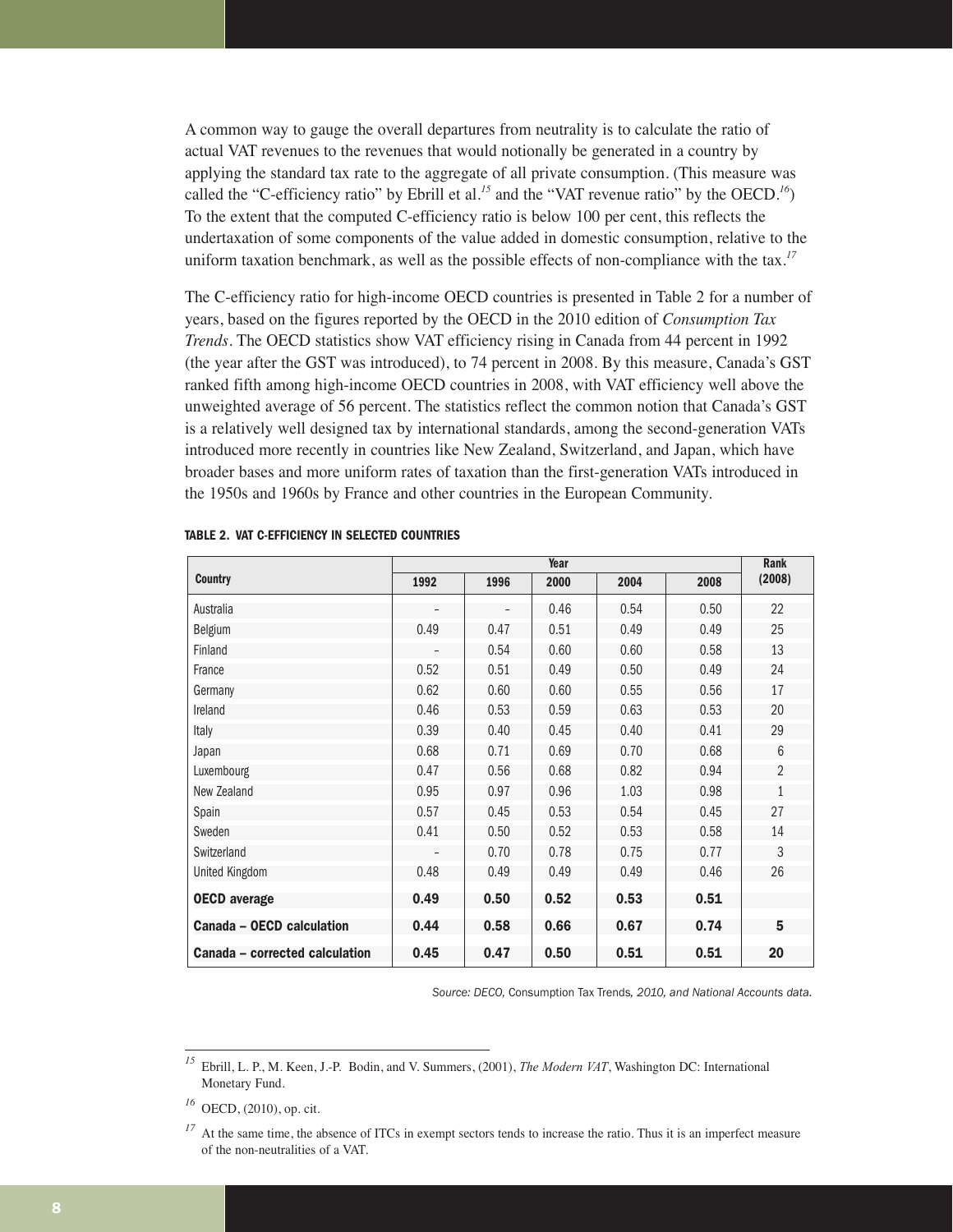A common way to gauge the overall departures from neutrality is to calculate the ratio of actual VAT revenues to the revenues that would notionally be generated in a country by applying the standard tax rate to the aggregate of all private consumption. (This measure was called the "C-efficiency ratio" by Ebrill et al.[15] and the "VAT revenue ratio" by the OECD.[16]) To the extent that the computed C-efficiency ratio is below 100 per cent, this reflects the undertaxation of some components of the value added in domestic consumption, relative to the uniform taxation benchmark, as well as the possible effects of non-compliance with the tax.[17]

The C-efficiency ratio for high-income OECD countries is presented in Table 2 for a number of years, based on the figures reported by the OECD in the 2010 edition of *Consumption Tax Trends*. The OECD statistics show VAT efficiency rising in Canada from 44 percent in 1992 (the year after the GST was introduced), to 74 percent in 2008. By this measure, Canada's GST ranked fifth among high-income OECD countries in 2008, with VAT efficiency well above the unweighted average of 56 percent. The statistics reflect the common notion that Canada's GST is a relatively well designed tax by international standards, among the second-generation VATs introduced more recently in countries like New Zealand, Switzerland, and Japan, which have broader bases and more uniform rates of taxation than the first-generation VATs introduced in the 1950s and 1960s by France and other countries in the European Community.

**TABLE 2. VAT C-EFFICIENCY IN SELECTED COUNTRIES**

| Country | Year | | | | | Rank (2008) |
|---|---|---|---|---|---|---|
| | 1992 | 1996 | 2000 | 2004 | 2008 | |
| Australia | – | – | 0.46 | 0.54 | 0.50 | 22 |
| Belgium | 0.49 | 0.47 | 0.51 | 0.49 | 0.49 | 25 |
| Finland | – | 0.54 | 0.60 | 0.60 | 0.58 | 13 |
| France | 0.52 | 0.51 | 0.49 | 0.50 | 0.49 | 24 |
| Germany | 0.62 | 0.60 | 0.60 | 0.55 | 0.56 | 17 |
| Ireland | 0.46 | 0.53 | 0.59 | 0.63 | 0.53 | 20 |
| Italy | 0.39 | 0.40 | 0.45 | 0.40 | 0.41 | 29 |
| Japan | 0.68 | 0.71 | 0.69 | 0.70 | 0.68 | 6 |
| Luxembourg | 0.47 | 0.56 | 0.68 | 0.82 | 0.94 | 2 |
| New Zealand | 0.95 | 0.97 | 0.96 | 1.03 | 0.98 | 1 |
| Spain | 0.57 | 0.45 | 0.53 | 0.54 | 0.45 | 27 |
| Sweden | 0.41 | 0.50 | 0.52 | 0.53 | 0.58 | 14 |
| Switzerland | – | 0.70 | 0.78 | 0.75 | 0.77 | 3 |
| United Kingdom | 0.48 | 0.49 | 0.49 | 0.49 | 0.46 | 26 |
| **OECD average** | **0.49** | **0.50** | **0.52** | **0.53** | **0.51** | |
| **Canada – OECD calculation** | **0.44** | **0.58** | **0.66** | **0.67** | **0.74** | **5** |
| **Canada – corrected calculation** | **0.45** | **0.47** | **0.50** | **0.51** | **0.51** | **20** |

*Source: OECD,* Consumption Tax Trends*, 2010, and National Accounts data.*

---

[15] Ebrill, L. P., M. Keen, J.-P. Bodin, and V. Summers, (2001), *The Modern VAT*, Washington DC: International Monetary Fund.

[16] OECD, (2010), op. cit.

[17] At the same time, the absence of ITCs in exempt sectors tends to increase the ratio. Thus it is an imperfect measure of the non-neutralities of a VAT.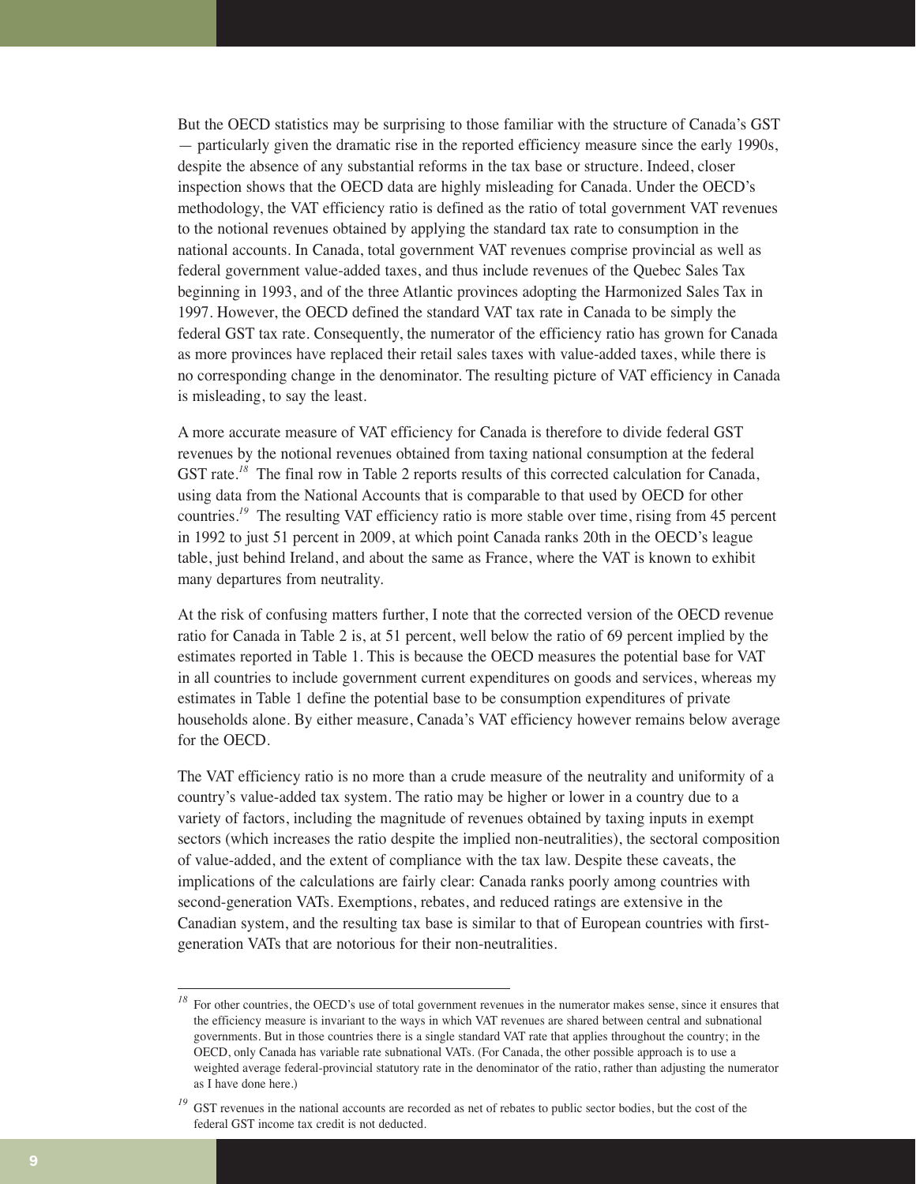But the OECD statistics may be surprising to those familiar with the structure of Canada's GST — particularly given the dramatic rise in the reported efficiency measure since the early 1990s, despite the absence of any substantial reforms in the tax base or structure. Indeed, closer inspection shows that the OECD data are highly misleading for Canada. Under the OECD's methodology, the VAT efficiency ratio is defined as the ratio of total government VAT revenues to the notional revenues obtained by applying the standard tax rate to consumption in the national accounts. In Canada, total government VAT revenues comprise provincial as well as federal government value-added taxes, and thus include revenues of the Quebec Sales Tax beginning in 1993, and of the three Atlantic provinces adopting the Harmonized Sales Tax in 1997. However, the OECD defined the standard VAT tax rate in Canada to be simply the federal GST tax rate. Consequently, the numerator of the efficiency ratio has grown for Canada as more provinces have replaced their retail sales taxes with value-added taxes, while there is no corresponding change in the denominator. The resulting picture of VAT efficiency in Canada is misleading, to say the least.

A more accurate measure of VAT efficiency for Canada is therefore to divide federal GST revenues by the notional revenues obtained from taxing national consumption at the federal GST rate.[18] The final row in Table 2 reports results of this corrected calculation for Canada, using data from the National Accounts that is comparable to that used by OECD for other countries.[19] The resulting VAT efficiency ratio is more stable over time, rising from 45 percent in 1992 to just 51 percent in 2009, at which point Canada ranks 20th in the OECD's league table, just behind Ireland, and about the same as France, where the VAT is known to exhibit many departures from neutrality.

At the risk of confusing matters further, I note that the corrected version of the OECD revenue ratio for Canada in Table 2 is, at 51 percent, well below the ratio of 69 percent implied by the estimates reported in Table 1. This is because the OECD measures the potential base for VAT in all countries to include government current expenditures on goods and services, whereas my estimates in Table 1 define the potential base to be consumption expenditures of private households alone. By either measure, Canada's VAT efficiency however remains below average for the OECD.

The VAT efficiency ratio is no more than a crude measure of the neutrality and uniformity of a country's value-added tax system. The ratio may be higher or lower in a country due to a variety of factors, including the magnitude of revenues obtained by taxing inputs in exempt sectors (which increases the ratio despite the implied non-neutralities), the sectoral composition of value-added, and the extent of compliance with the tax law. Despite these caveats, the implications of the calculations are fairly clear: Canada ranks poorly among countries with second-generation VATs. Exemptions, rebates, and reduced ratings are extensive in the Canadian system, and the resulting tax base is similar to that of European countries with first-generation VATs that are notorious for their non-neutralities.

---

[18] For other countries, the OECD's use of total government revenues in the numerator makes sense, since it ensures that the efficiency measure is invariant to the ways in which VAT revenues are shared between central and subnational governments. But in those countries there is a single standard VAT rate that applies throughout the country; in the OECD, only Canada has variable rate subnational VATs. (For Canada, the other possible approach is to use a weighted average federal-provincial statutory rate in the denominator of the ratio, rather than adjusting the numerator as I have done here.)

[19] GST revenues in the national accounts are recorded as net of rebates to public sector bodies, but the cost of the federal GST income tax credit is not deducted.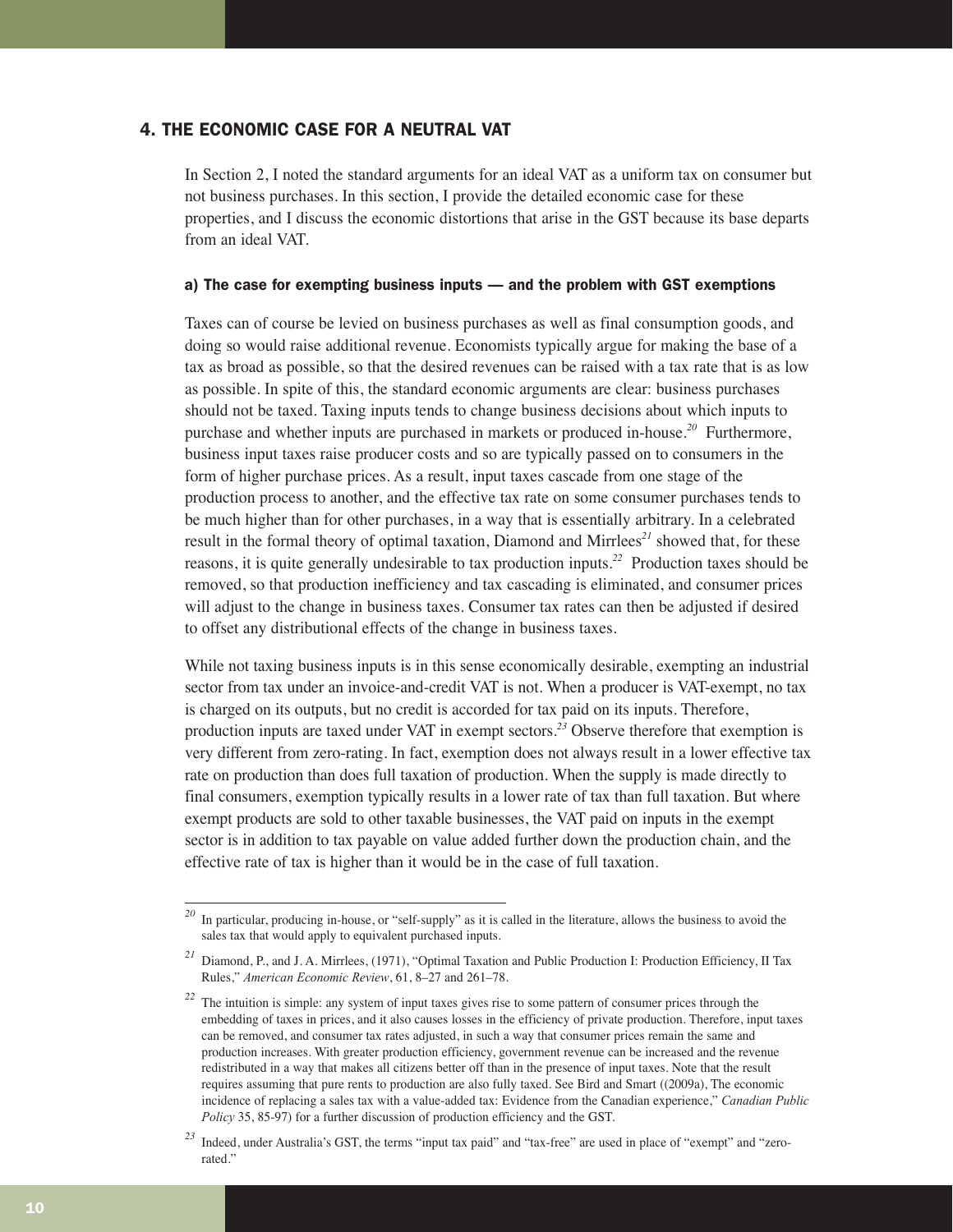## 4. THE ECONOMIC CASE FOR A NEUTRAL VAT

In Section 2, I noted the standard arguments for an ideal VAT as a uniform tax on consumer but not business purchases. In this section, I provide the detailed economic case for these properties, and I discuss the economic distortions that arise in the GST because its base departs from an ideal VAT.

### a) The case for exempting business inputs — and the problem with GST exemptions

Taxes can of course be levied on business purchases as well as final consumption goods, and doing so would raise additional revenue. Economists typically argue for making the base of a tax as broad as possible, so that the desired revenues can be raised with a tax rate that is as low as possible. In spite of this, the standard economic arguments are clear: business purchases should not be taxed. Taxing inputs tends to change business decisions about which inputs to purchase and whether inputs are purchased in markets or produced in-house.[20] Furthermore, business input taxes raise producer costs and so are typically passed on to consumers in the form of higher purchase prices. As a result, input taxes cascade from one stage of the production process to another, and the effective tax rate on some consumer purchases tends to be much higher than for other purchases, in a way that is essentially arbitrary. In a celebrated result in the formal theory of optimal taxation, Diamond and Mirrlees[21] showed that, for these reasons, it is quite generally undesirable to tax production inputs.[22] Production taxes should be removed, so that production inefficiency and tax cascading is eliminated, and consumer prices will adjust to the change in business taxes. Consumer tax rates can then be adjusted if desired to offset any distributional effects of the change in business taxes.

While not taxing business inputs is in this sense economically desirable, exempting an industrial sector from tax under an invoice-and-credit VAT is not. When a producer is VAT-exempt, no tax is charged on its outputs, but no credit is accorded for tax paid on its inputs. Therefore, production inputs are taxed under VAT in exempt sectors.[23] Observe therefore that exemption is very different from zero-rating. In fact, exemption does not always result in a lower effective tax rate on production than does full taxation of production. When the supply is made directly to final consumers, exemption typically results in a lower rate of tax than full taxation. But where exempt products are sold to other taxable businesses, the VAT paid on inputs in the exempt sector is in addition to tax payable on value added further down the production chain, and the effective rate of tax is higher than it would be in the case of full taxation.

---

[20] In particular, producing in-house, or "self-supply" as it is called in the literature, allows the business to avoid the sales tax that would apply to equivalent purchased inputs.

[21] Diamond, P., and J. A. Mirrlees, (1971), "Optimal Taxation and Public Production I: Production Efficiency, II Tax Rules," *American Economic Review*, 61, 8–27 and 261–78.

[22] The intuition is simple: any system of input taxes gives rise to some pattern of consumer prices through the embedding of taxes in prices, and it also causes losses in the efficiency of private production. Therefore, input taxes can be removed, and consumer tax rates adjusted, in such a way that consumer prices remain the same and production increases. With greater production efficiency, government revenue can be increased and the revenue redistributed in a way that makes all citizens better off than in the presence of input taxes. Note that the result requires assuming that pure rents to production are also fully taxed. See Bird and Smart ((2009a), The economic incidence of replacing a sales tax with a value-added tax: Evidence from the Canadian experience," *Canadian Public Policy* 35, 85-97) for a further discussion of production efficiency and the GST.

[23] Indeed, under Australia's GST, the terms "input tax paid" and "tax-free" are used in place of "exempt" and "zero-rated."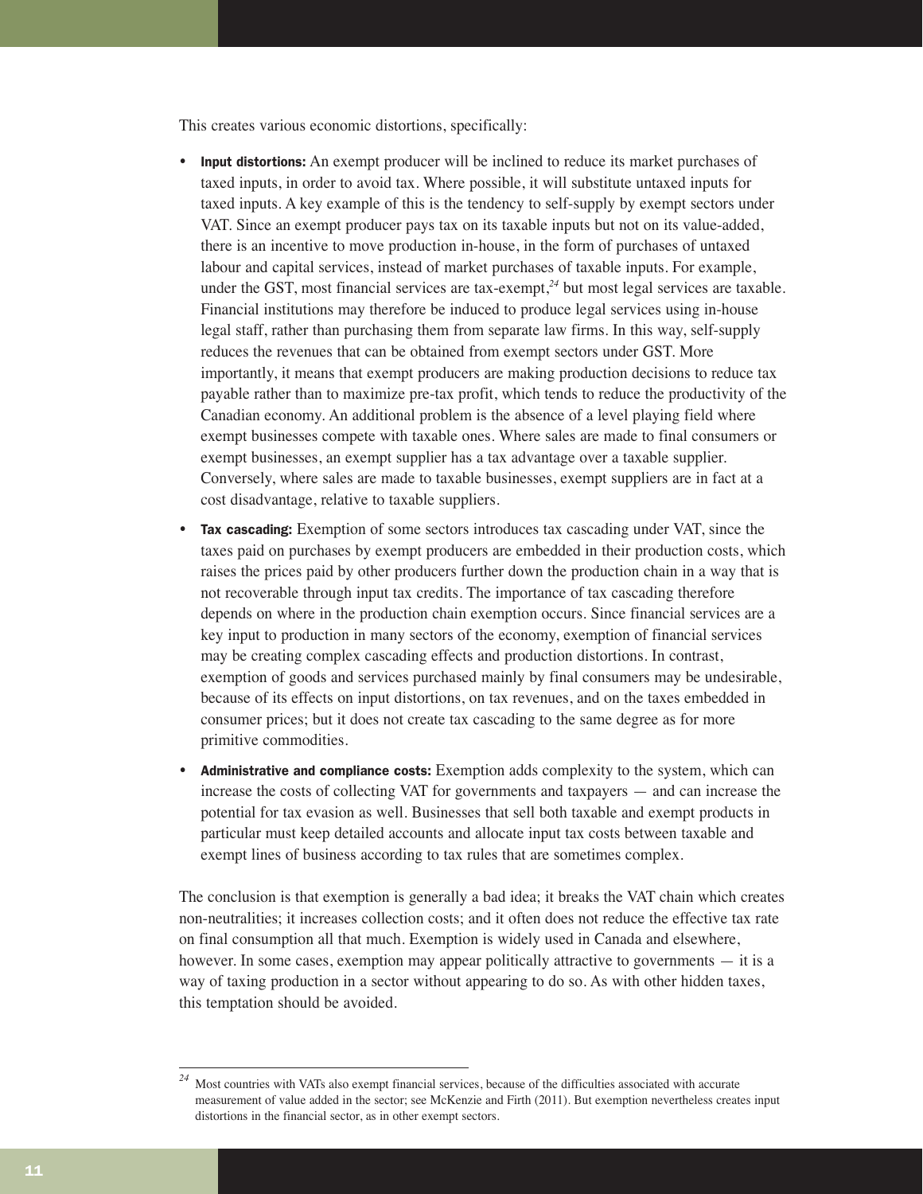This creates various economic distortions, specifically:

- **Input distortions:** An exempt producer will be inclined to reduce its market purchases of taxed inputs, in order to avoid tax. Where possible, it will substitute untaxed inputs for taxed inputs. A key example of this is the tendency to self-supply by exempt sectors under VAT. Since an exempt producer pays tax on its taxable inputs but not on its value-added, there is an incentive to move production in-house, in the form of purchases of untaxed labour and capital services, instead of market purchases of taxable inputs. For example, under the GST, most financial services are tax-exempt,[24] but most legal services are taxable. Financial institutions may therefore be induced to produce legal services using in-house legal staff, rather than purchasing them from separate law firms. In this way, self-supply reduces the revenues that can be obtained from exempt sectors under GST. More importantly, it means that exempt producers are making production decisions to reduce tax payable rather than to maximize pre-tax profit, which tends to reduce the productivity of the Canadian economy. An additional problem is the absence of a level playing field where exempt businesses compete with taxable ones. Where sales are made to final consumers or exempt businesses, an exempt supplier has a tax advantage over a taxable supplier. Conversely, where sales are made to taxable businesses, exempt suppliers are in fact at a cost disadvantage, relative to taxable suppliers.
- **Tax cascading:** Exemption of some sectors introduces tax cascading under VAT, since the taxes paid on purchases by exempt producers are embedded in their production costs, which raises the prices paid by other producers further down the production chain in a way that is not recoverable through input tax credits. The importance of tax cascading therefore depends on where in the production chain exemption occurs. Since financial services are a key input to production in many sectors of the economy, exemption of financial services may be creating complex cascading effects and production distortions. In contrast, exemption of goods and services purchased mainly by final consumers may be undesirable, because of its effects on input distortions, on tax revenues, and on the taxes embedded in consumer prices; but it does not create tax cascading to the same degree as for more primitive commodities.
- **Administrative and compliance costs:** Exemption adds complexity to the system, which can increase the costs of collecting VAT for governments and taxpayers — and can increase the potential for tax evasion as well. Businesses that sell both taxable and exempt products in particular must keep detailed accounts and allocate input tax costs between taxable and exempt lines of business according to tax rules that are sometimes complex.

The conclusion is that exemption is generally a bad idea; it breaks the VAT chain which creates non-neutralities; it increases collection costs; and it often does not reduce the effective tax rate on final consumption all that much. Exemption is widely used in Canada and elsewhere, however. In some cases, exemption may appear politically attractive to governments — it is a way of taxing production in a sector without appearing to do so. As with other hidden taxes, this temptation should be avoided.

---

[24] Most countries with VATs also exempt financial services, because of the difficulties associated with accurate measurement of value added in the sector; see McKenzie and Firth (2011). But exemption nevertheless creates input distortions in the financial sector, as in other exempt sectors.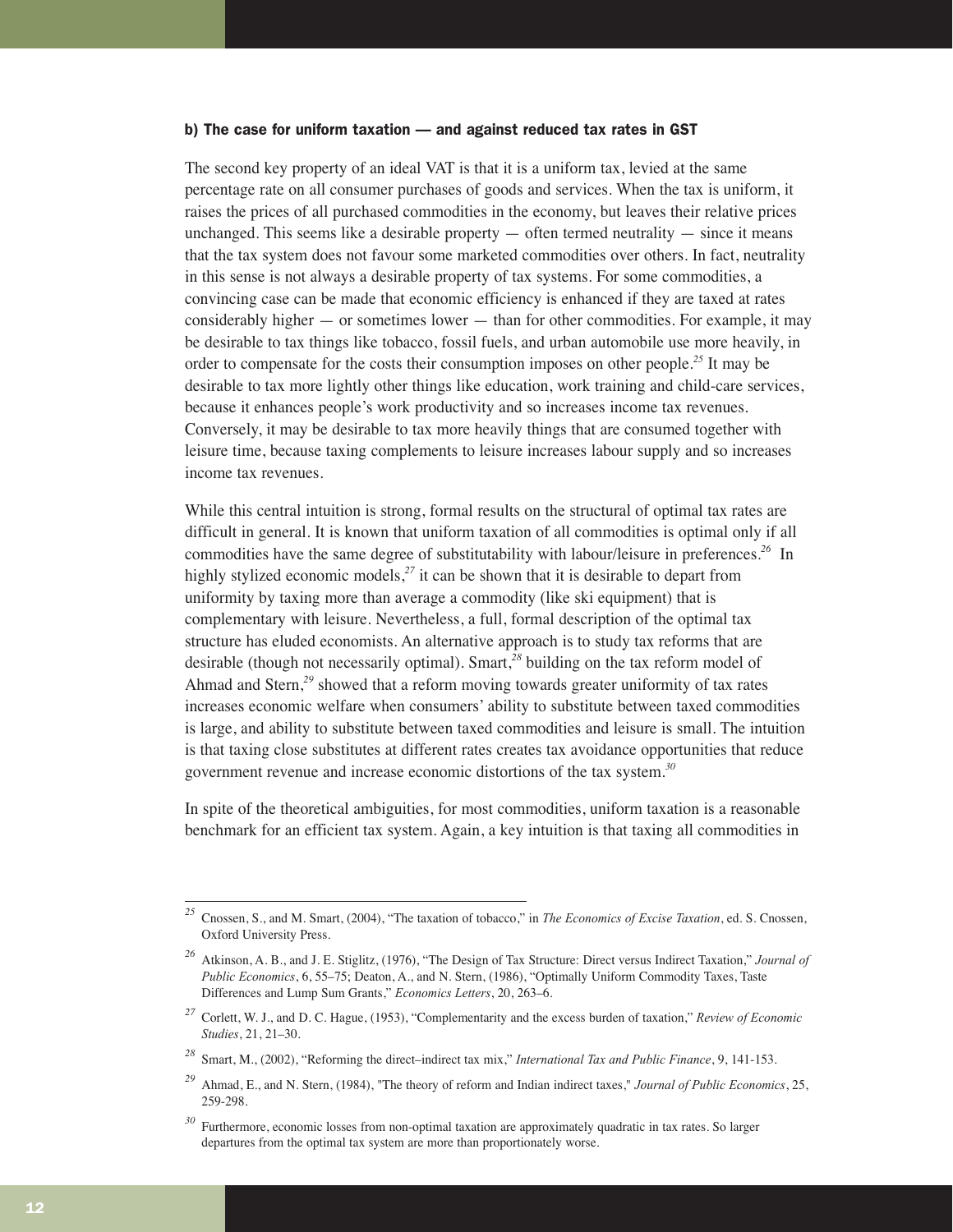### b) The case for uniform taxation — and against reduced tax rates in GST

The second key property of an ideal VAT is that it is a uniform tax, levied at the same percentage rate on all consumer purchases of goods and services. When the tax is uniform, it raises the prices of all purchased commodities in the economy, but leaves their relative prices unchanged. This seems like a desirable property — often termed neutrality — since it means that the tax system does not favour some marketed commodities over others. In fact, neutrality in this sense is not always a desirable property of tax systems. For some commodities, a convincing case can be made that economic efficiency is enhanced if they are taxed at rates considerably higher — or sometimes lower — than for other commodities. For example, it may be desirable to tax things like tobacco, fossil fuels, and urban automobile use more heavily, in order to compensate for the costs their consumption imposes on other people.[25] It may be desirable to tax more lightly other things like education, work training and child-care services, because it enhances people's work productivity and so increases income tax revenues. Conversely, it may be desirable to tax more heavily things that are consumed together with leisure time, because taxing complements to leisure increases labour supply and so increases income tax revenues.

While this central intuition is strong, formal results on the structural of optimal tax rates are difficult in general. It is known that uniform taxation of all commodities is optimal only if all commodities have the same degree of substitutability with labour/leisure in preferences.[26] In highly stylized economic models,[27] it can be shown that it is desirable to depart from uniformity by taxing more than average a commodity (like ski equipment) that is complementary with leisure. Nevertheless, a full, formal description of the optimal tax structure has eluded economists. An alternative approach is to study tax reforms that are desirable (though not necessarily optimal). Smart,[28] building on the tax reform model of Ahmad and Stern,[29] showed that a reform moving towards greater uniformity of tax rates increases economic welfare when consumers' ability to substitute between taxed commodities is large, and ability to substitute between taxed commodities and leisure is small. The intuition is that taxing close substitutes at different rates creates tax avoidance opportunities that reduce government revenue and increase economic distortions of the tax system.[30]

In spite of the theoretical ambiguities, for most commodities, uniform taxation is a reasonable benchmark for an efficient tax system. Again, a key intuition is that taxing all commodities in

---

[25] Cnossen, S., and M. Smart, (2004), "The taxation of tobacco," in *The Economics of Excise Taxation*, ed. S. Cnossen, Oxford University Press.

[26] Atkinson, A. B., and J. E. Stiglitz, (1976), "The Design of Tax Structure: Direct versus Indirect Taxation," *Journal of Public Economics*, 6, 55–75; Deaton, A., and N. Stern, (1986), "Optimally Uniform Commodity Taxes, Taste Differences and Lump Sum Grants," *Economics Letters*, 20, 263–6.

[27] Corlett, W. J., and D. C. Hague, (1953), "Complementarity and the excess burden of taxation," *Review of Economic Studies*, 21, 21–30.

[28] Smart, M., (2002), "Reforming the direct–indirect tax mix," *International Tax and Public Finance*, 9, 141-153.

[29] Ahmad, E., and N. Stern, (1984), "The theory of reform and Indian indirect taxes," *Journal of Public Economics*, 25, 259-298.

[30] Furthermore, economic losses from non-optimal taxation are approximately quadratic in tax rates. So larger departures from the optimal tax system are more than proportionately worse.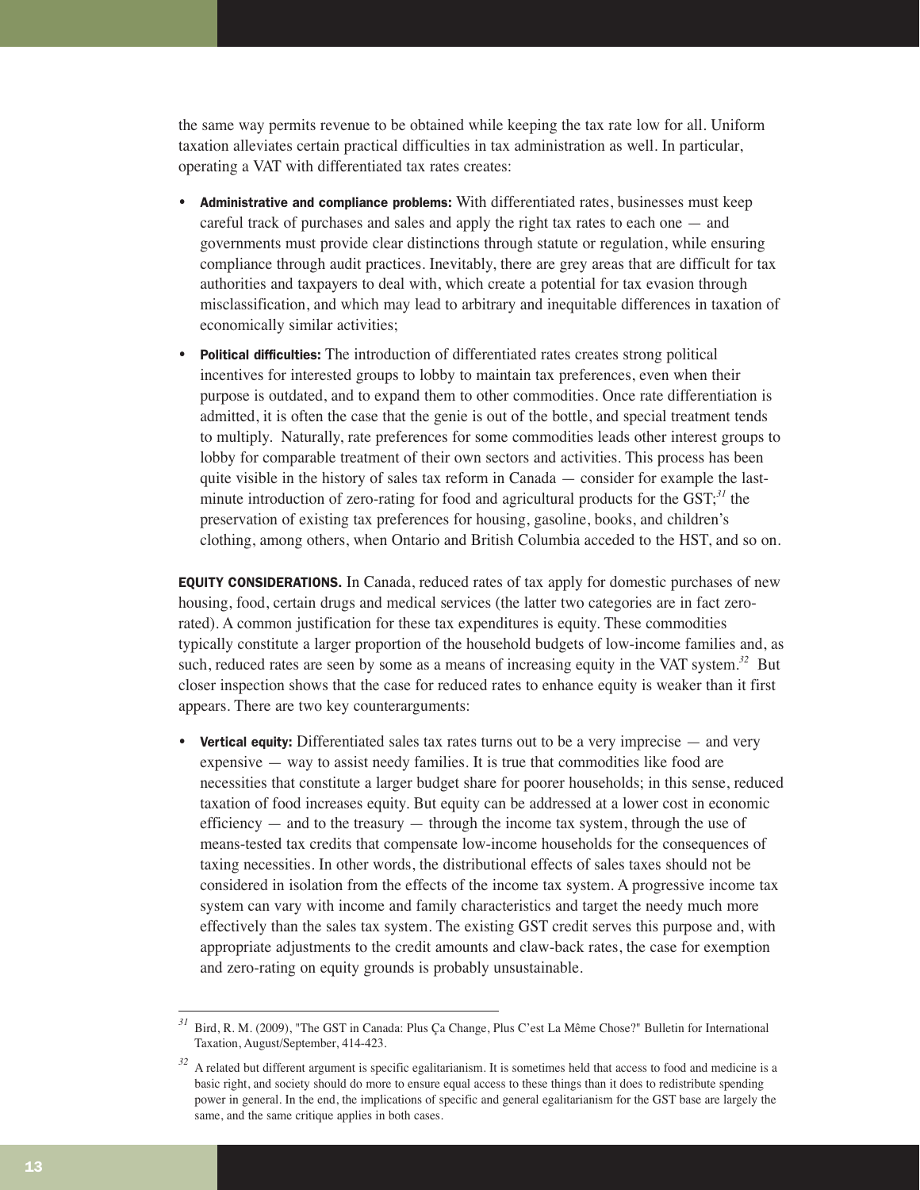the same way permits revenue to be obtained while keeping the tax rate low for all. Uniform taxation alleviates certain practical difficulties in tax administration as well. In particular, operating a VAT with differentiated tax rates creates:

- **Administrative and compliance problems:** With differentiated rates, businesses must keep careful track of purchases and sales and apply the right tax rates to each one — and governments must provide clear distinctions through statute or regulation, while ensuring compliance through audit practices. Inevitably, there are grey areas that are difficult for tax authorities and taxpayers to deal with, which create a potential for tax evasion through misclassification, and which may lead to arbitrary and inequitable differences in taxation of economically similar activities;
- **Political difficulties:** The introduction of differentiated rates creates strong political incentives for interested groups to lobby to maintain tax preferences, even when their purpose is outdated, and to expand them to other commodities. Once rate differentiation is admitted, it is often the case that the genie is out of the bottle, and special treatment tends to multiply. Naturally, rate preferences for some commodities leads other interest groups to lobby for comparable treatment of their own sectors and activities. This process has been quite visible in the history of sales tax reform in Canada — consider for example the last-minute introduction of zero-rating for food and agricultural products for the GST;[31] the preservation of existing tax preferences for housing, gasoline, books, and children's clothing, among others, when Ontario and British Columbia acceded to the HST, and so on.

**EQUITY CONSIDERATIONS.** In Canada, reduced rates of tax apply for domestic purchases of new housing, food, certain drugs and medical services (the latter two categories are in fact zero-rated). A common justification for these tax expenditures is equity. These commodities typically constitute a larger proportion of the household budgets of low-income families and, as such, reduced rates are seen by some as a means of increasing equity in the VAT system.[32] But closer inspection shows that the case for reduced rates to enhance equity is weaker than it first appears. There are two key counterarguments:

- **Vertical equity:** Differentiated sales tax rates turns out to be a very imprecise — and very expensive — way to assist needy families. It is true that commodities like food are necessities that constitute a larger budget share for poorer households; in this sense, reduced taxation of food increases equity. But equity can be addressed at a lower cost in economic efficiency — and to the treasury — through the income tax system, through the use of means-tested tax credits that compensate low-income households for the consequences of taxing necessities. In other words, the distributional effects of sales taxes should not be considered in isolation from the effects of the income tax system. A progressive income tax system can vary with income and family characteristics and target the needy much more effectively than the sales tax system. The existing GST credit serves this purpose and, with appropriate adjustments to the credit amounts and claw-back rates, the case for exemption and zero-rating on equity grounds is probably unsustainable.

---

[31] Bird, R. M. (2009), "The GST in Canada: Plus Ça Change, Plus C'est La Même Chose?" Bulletin for International Taxation, August/September, 414-423.

[32] A related but different argument is specific egalitarianism. It is sometimes held that access to food and medicine is a basic right, and society should do more to ensure equal access to these things than it does to redistribute spending power in general. In the end, the implications of specific and general egalitarianism for the GST base are largely the same, and the same critique applies in both cases.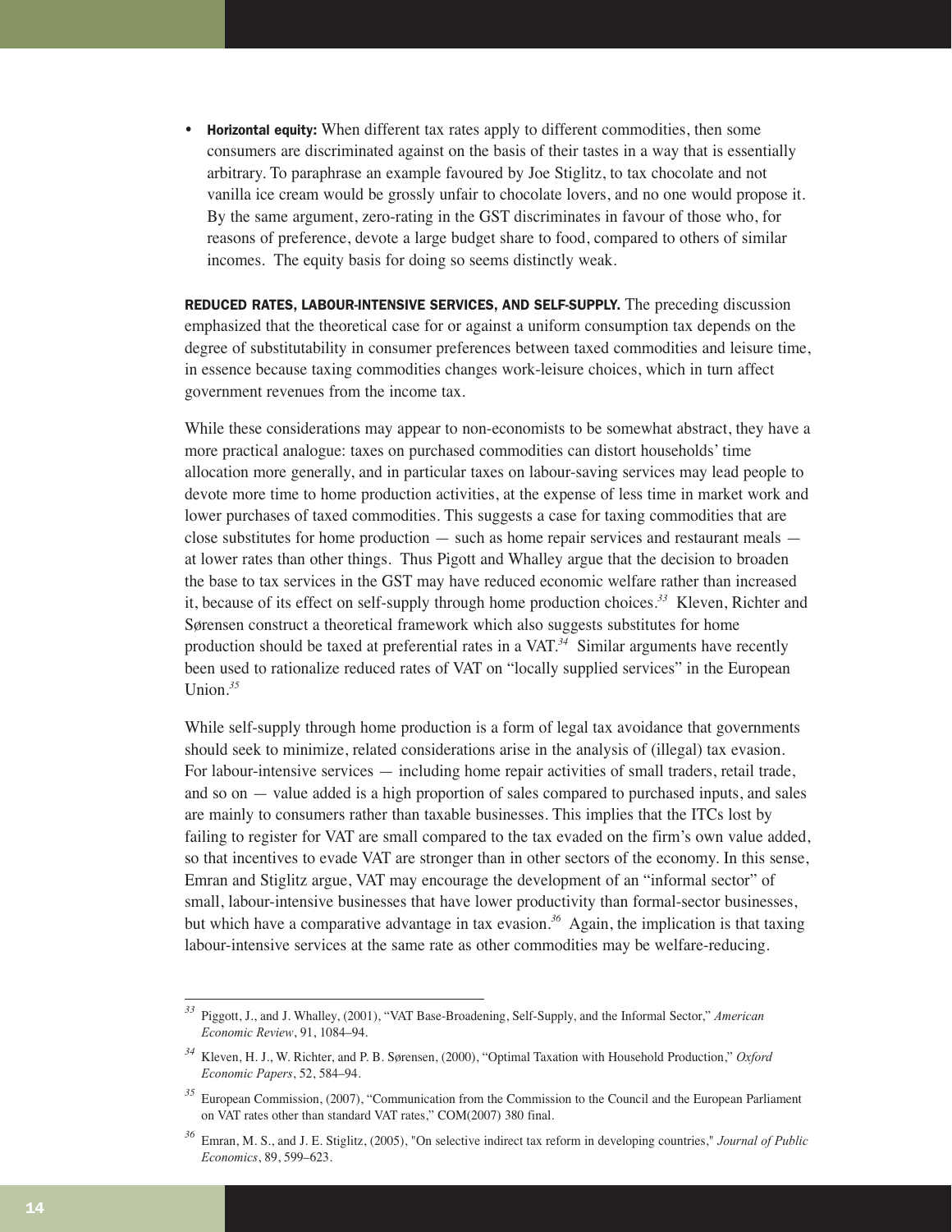- **Horizontal equity:** When different tax rates apply to different commodities, then some consumers are discriminated against on the basis of their tastes in a way that is essentially arbitrary. To paraphrase an example favoured by Joe Stiglitz, to tax chocolate and not vanilla ice cream would be grossly unfair to chocolate lovers, and no one would propose it. By the same argument, zero-rating in the GST discriminates in favour of those who, for reasons of preference, devote a large budget share to food, compared to others of similar incomes. The equity basis for doing so seems distinctly weak.

**REDUCED RATES, LABOUR-INTENSIVE SERVICES, AND SELF-SUPPLY.** The preceding discussion emphasized that the theoretical case for or against a uniform consumption tax depends on the degree of substitutability in consumer preferences between taxed commodities and leisure time, in essence because taxing commodities changes work-leisure choices, which in turn affect government revenues from the income tax.

While these considerations may appear to non-economists to be somewhat abstract, they have a more practical analogue: taxes on purchased commodities can distort households' time allocation more generally, and in particular taxes on labour-saving services may lead people to devote more time to home production activities, at the expense of less time in market work and lower purchases of taxed commodities. This suggests a case for taxing commodities that are close substitutes for home production — such as home repair services and restaurant meals — at lower rates than other things. Thus Pigott and Whalley argue that the decision to broaden the base to tax services in the GST may have reduced economic welfare rather than increased it, because of its effect on self-supply through home production choices.[33] Kleven, Richter and Sørensen construct a theoretical framework which also suggests substitutes for home production should be taxed at preferential rates in a VAT.[34] Similar arguments have recently been used to rationalize reduced rates of VAT on "locally supplied services" in the European Union.[35]

While self-supply through home production is a form of legal tax avoidance that governments should seek to minimize, related considerations arise in the analysis of (illegal) tax evasion. For labour-intensive services — including home repair activities of small traders, retail trade, and so on — value added is a high proportion of sales compared to purchased inputs, and sales are mainly to consumers rather than taxable businesses. This implies that the ITCs lost by failing to register for VAT are small compared to the tax evaded on the firm's own value added, so that incentives to evade VAT are stronger than in other sectors of the economy. In this sense, Emran and Stiglitz argue, VAT may encourage the development of an "informal sector" of small, labour-intensive businesses that have lower productivity than formal-sector businesses, but which have a comparative advantage in tax evasion.[36] Again, the implication is that taxing labour-intensive services at the same rate as other commodities may be welfare-reducing.

---

[33] Piggott, J., and J. Whalley, (2001), "VAT Base-Broadening, Self-Supply, and the Informal Sector," *American Economic Review*, 91, 1084–94.

[34] Kleven, H. J., W. Richter, and P. B. Sørensen, (2000), "Optimal Taxation with Household Production," *Oxford Economic Papers*, 52, 584–94.

[35] European Commission, (2007), "Communication from the Commission to the Council and the European Parliament on VAT rates other than standard VAT rates," COM(2007) 380 final.

[36] Emran, M. S., and J. E. Stiglitz, (2005), "On selective indirect tax reform in developing countries," *Journal of Public Economics*, 89, 599–623.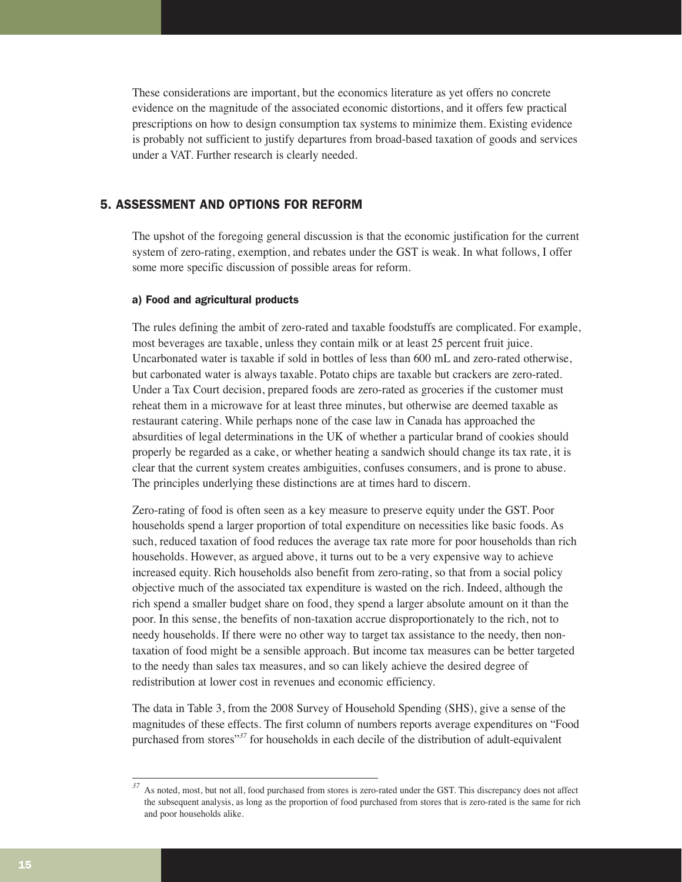These considerations are important, but the economics literature as yet offers no concrete evidence on the magnitude of the associated economic distortions, and it offers few practical prescriptions on how to design consumption tax systems to minimize them. Existing evidence is probably not sufficient to justify departures from broad-based taxation of goods and services under a VAT. Further research is clearly needed.

## 5. ASSESSMENT AND OPTIONS FOR REFORM

The upshot of the foregoing general discussion is that the economic justification for the current system of zero-rating, exemption, and rebates under the GST is weak. In what follows, I offer some more specific discussion of possible areas for reform.

### a) Food and agricultural products

The rules defining the ambit of zero-rated and taxable foodstuffs are complicated. For example, most beverages are taxable, unless they contain milk or at least 25 percent fruit juice. Uncarbonated water is taxable if sold in bottles of less than 600 mL and zero-rated otherwise, but carbonated water is always taxable. Potato chips are taxable but crackers are zero-rated. Under a Tax Court decision, prepared foods are zero-rated as groceries if the customer must reheat them in a microwave for at least three minutes, but otherwise are deemed taxable as restaurant catering. While perhaps none of the case law in Canada has approached the absurdities of legal determinations in the UK of whether a particular brand of cookies should properly be regarded as a cake, or whether heating a sandwich should change its tax rate, it is clear that the current system creates ambiguities, confuses consumers, and is prone to abuse. The principles underlying these distinctions are at times hard to discern.

Zero-rating of food is often seen as a key measure to preserve equity under the GST. Poor households spend a larger proportion of total expenditure on necessities like basic foods. As such, reduced taxation of food reduces the average tax rate more for poor households than rich households. However, as argued above, it turns out to be a very expensive way to achieve increased equity. Rich households also benefit from zero-rating, so that from a social policy objective much of the associated tax expenditure is wasted on the rich. Indeed, although the rich spend a smaller budget share on food, they spend a larger absolute amount on it than the poor. In this sense, the benefits of non-taxation accrue disproportionately to the rich, not to needy households. If there were no other way to target tax assistance to the needy, then non-taxation of food might be a sensible approach. But income tax measures can be better targeted to the needy than sales tax measures, and so can likely achieve the desired degree of redistribution at lower cost in revenues and economic efficiency.

The data in Table 3, from the 2008 Survey of Household Spending (SHS), give a sense of the magnitudes of these effects. The first column of numbers reports average expenditures on "Food purchased from stores"[37] for households in each decile of the distribution of adult-equivalent

---

[37] As noted, most, but not all, food purchased from stores is zero-rated under the GST. This discrepancy does not affect the subsequent analysis, as long as the proportion of food purchased from stores that is zero-rated is the same for rich and poor households alike.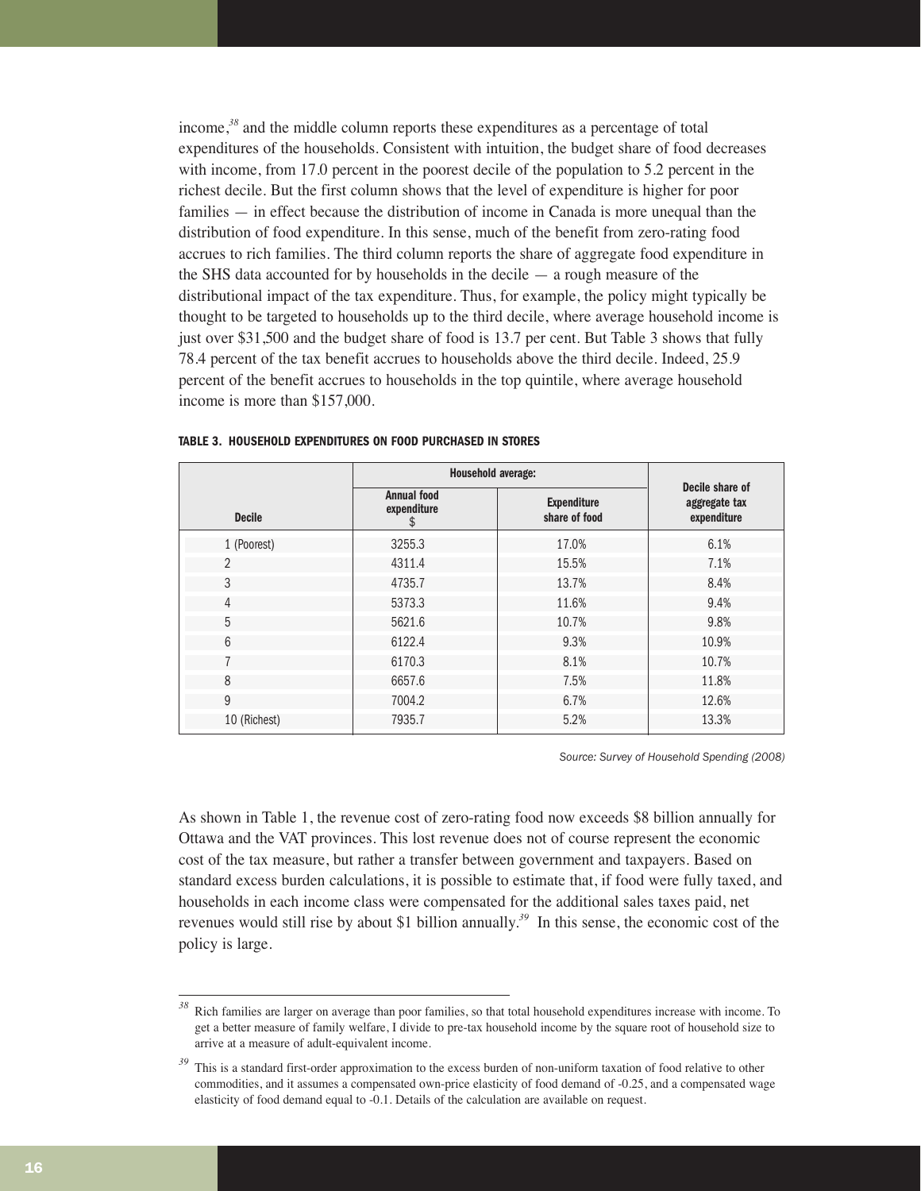income,[38] and the middle column reports these expenditures as a percentage of total expenditures of the households. Consistent with intuition, the budget share of food decreases with income, from 17.0 percent in the poorest decile of the population to 5.2 percent in the richest decile. But the first column shows that the level of expenditure is higher for poor families — in effect because the distribution of income in Canada is more unequal than the distribution of food expenditure. In this sense, much of the benefit from zero-rating food accrues to rich families. The third column reports the share of aggregate food expenditure in the SHS data accounted for by households in the decile — a rough measure of the distributional impact of the tax expenditure. Thus, for example, the policy might typically be thought to be targeted to households up to the third decile, where average household income is just over $31,500 and the budget share of food is 13.7 per cent. But Table 3 shows that fully 78.4 percent of the tax benefit accrues to households above the third decile. Indeed, 25.9 percent of the benefit accrues to households in the top quintile, where average household income is more than $157,000.

**TABLE 3. HOUSEHOLD EXPENDITURES ON FOOD PURCHASED IN STORES**

| Decile | Household average: Annual food expenditure $ | Household average: Expenditure share of food | Decile share of aggregate tax expenditure |
|---|---|---|---|
| 1 (Poorest) | 3255.3 | 17.0% | 6.1% |
| 2 | 4311.4 | 15.5% | 7.1% |
| 3 | 4735.7 | 13.7% | 8.4% |
| 4 | 5373.3 | 11.6% | 9.4% |
| 5 | 5621.6 | 10.7% | 9.8% |
| 6 | 6122.4 | 9.3% | 10.9% |
| 7 | 6170.3 | 8.1% | 10.7% |
| 8 | 6657.6 | 7.5% | 11.8% |
| 9 | 7004.2 | 6.7% | 12.6% |
| 10 (Richest) | 7935.7 | 5.2% | 13.3% |

*Source: Survey of Household Spending (2008)*

As shown in Table 1, the revenue cost of zero-rating food now exceeds $8 billion annually for Ottawa and the VAT provinces. This lost revenue does not of course represent the economic cost of the tax measure, but rather a transfer between government and taxpayers. Based on standard excess burden calculations, it is possible to estimate that, if food were fully taxed, and households in each income class were compensated for the additional sales taxes paid, net revenues would still rise by about $1 billion annually.[39] In this sense, the economic cost of the policy is large.

---

[38] Rich families are larger on average than poor families, so that total household expenditures increase with income. To get a better measure of family welfare, I divide to pre-tax household income by the square root of household size to arrive at a measure of adult-equivalent income.

[39] This is a standard first-order approximation to the excess burden of non-uniform taxation of food relative to other commodities, and it assumes a compensated own-price elasticity of food demand of -0.25, and a compensated wage elasticity of food demand equal to -0.1. Details of the calculation are available on request.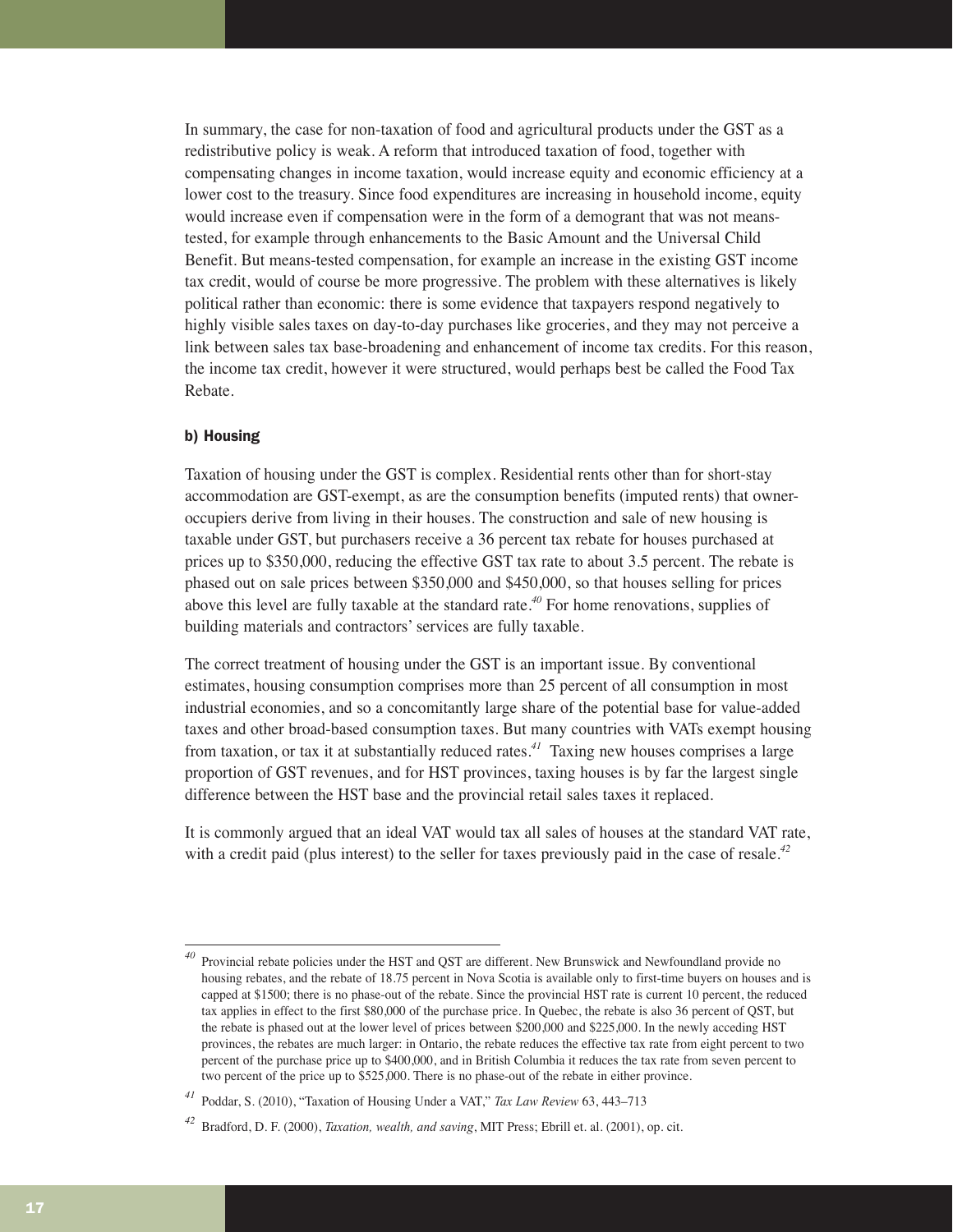In summary, the case for non-taxation of food and agricultural products under the GST as a redistributive policy is weak. A reform that introduced taxation of food, together with compensating changes in income taxation, would increase equity and economic efficiency at a lower cost to the treasury. Since food expenditures are increasing in household income, equity would increase even if compensation were in the form of a demogrant that was not means-tested, for example through enhancements to the Basic Amount and the Universal Child Benefit. But means-tested compensation, for example an increase in the existing GST income tax credit, would of course be more progressive. The problem with these alternatives is likely political rather than economic: there is some evidence that taxpayers respond negatively to highly visible sales taxes on day-to-day purchases like groceries, and they may not perceive a link between sales tax base-broadening and enhancement of income tax credits. For this reason, the income tax credit, however it were structured, would perhaps best be called the Food Tax Rebate.

#### b) Housing

Taxation of housing under the GST is complex. Residential rents other than for short-stay accommodation are GST-exempt, as are the consumption benefits (imputed rents) that owner-occupiers derive from living in their houses. The construction and sale of new housing is taxable under GST, but purchasers receive a 36 percent tax rebate for houses purchased at prices up to $350,000, reducing the effective GST tax rate to about 3.5 percent. The rebate is phased out on sale prices between $350,000 and $450,000, so that houses selling for prices above this level are fully taxable at the standard rate.[40] For home renovations, supplies of building materials and contractors' services are fully taxable.

The correct treatment of housing under the GST is an important issue. By conventional estimates, housing consumption comprises more than 25 percent of all consumption in most industrial economies, and so a concomitantly large share of the potential base for value-added taxes and other broad-based consumption taxes. But many countries with VATs exempt housing from taxation, or tax it at substantially reduced rates.[41] Taxing new houses comprises a large proportion of GST revenues, and for HST provinces, taxing houses is by far the largest single difference between the HST base and the provincial retail sales taxes it replaced.

It is commonly argued that an ideal VAT would tax all sales of houses at the standard VAT rate, with a credit paid (plus interest) to the seller for taxes previously paid in the case of resale.[42]

---

[40] Provincial rebate policies under the HST and QST are different. New Brunswick and Newfoundland provide no housing rebates, and the rebate of 18.75 percent in Nova Scotia is available only to first-time buyers on houses and is capped at $1500; there is no phase-out of the rebate. Since the provincial HST rate is current 10 percent, the reduced tax applies in effect to the first $80,000 of the purchase price. In Quebec, the rebate is also 36 percent of QST, but the rebate is phased out at the lower level of prices between $200,000 and $225,000. In the newly acceding HST provinces, the rebates are much larger: in Ontario, the rebate reduces the effective tax rate from eight percent to two percent of the purchase price up to $400,000, and in British Columbia it reduces the tax rate from seven percent to two percent of the price up to $525,000. There is no phase-out of the rebate in either province.

[41] Poddar, S. (2010), "Taxation of Housing Under a VAT," *Tax Law Review* 63, 443–713

[42] Bradford, D. F. (2000), *Taxation, wealth, and saving*, MIT Press; Ebrill et. al. (2001), op. cit.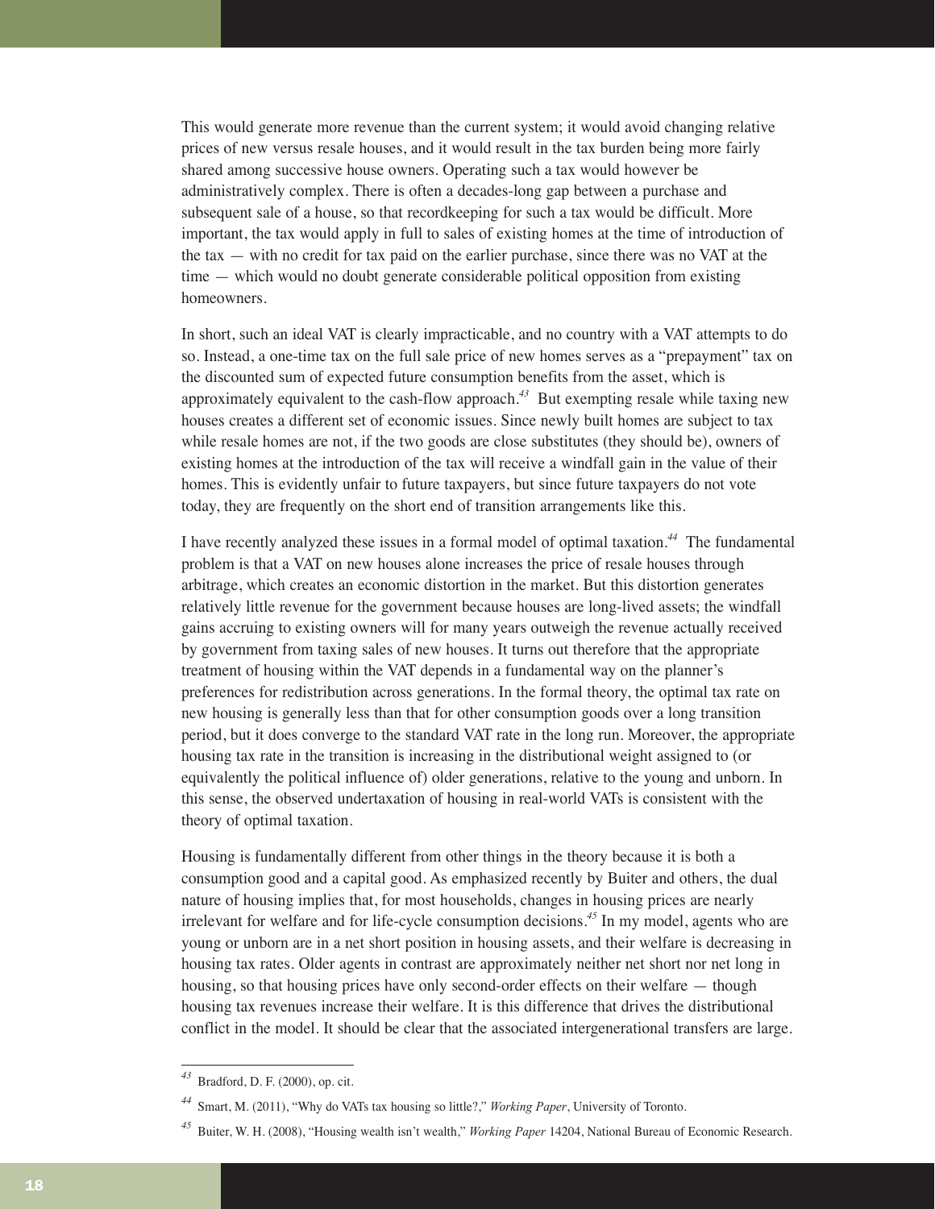This would generate more revenue than the current system; it would avoid changing relative prices of new versus resale houses, and it would result in the tax burden being more fairly shared among successive house owners. Operating such a tax would however be administratively complex. There is often a decades-long gap between a purchase and subsequent sale of a house, so that recordkeeping for such a tax would be difficult. More important, the tax would apply in full to sales of existing homes at the time of introduction of the tax — with no credit for tax paid on the earlier purchase, since there was no VAT at the time — which would no doubt generate considerable political opposition from existing homeowners.

In short, such an ideal VAT is clearly impracticable, and no country with a VAT attempts to do so. Instead, a one-time tax on the full sale price of new homes serves as a "prepayment" tax on the discounted sum of expected future consumption benefits from the asset, which is approximately equivalent to the cash-flow approach.[43] But exempting resale while taxing new houses creates a different set of economic issues. Since newly built homes are subject to tax while resale homes are not, if the two goods are close substitutes (they should be), owners of existing homes at the introduction of the tax will receive a windfall gain in the value of their homes. This is evidently unfair to future taxpayers, but since future taxpayers do not vote today, they are frequently on the short end of transition arrangements like this.

I have recently analyzed these issues in a formal model of optimal taxation.[44] The fundamental problem is that a VAT on new houses alone increases the price of resale houses through arbitrage, which creates an economic distortion in the market. But this distortion generates relatively little revenue for the government because houses are long-lived assets; the windfall gains accruing to existing owners will for many years outweigh the revenue actually received by government from taxing sales of new houses. It turns out therefore that the appropriate treatment of housing within the VAT depends in a fundamental way on the planner's preferences for redistribution across generations. In the formal theory, the optimal tax rate on new housing is generally less than that for other consumption goods over a long transition period, but it does converge to the standard VAT rate in the long run. Moreover, the appropriate housing tax rate in the transition is increasing in the distributional weight assigned to (or equivalently the political influence of) older generations, relative to the young and unborn. In this sense, the observed undertaxation of housing in real-world VATs is consistent with the theory of optimal taxation.

Housing is fundamentally different from other things in the theory because it is both a consumption good and a capital good. As emphasized recently by Buiter and others, the dual nature of housing implies that, for most households, changes in housing prices are nearly irrelevant for welfare and for life-cycle consumption decisions.[45] In my model, agents who are young or unborn are in a net short position in housing assets, and their welfare is decreasing in housing tax rates. Older agents in contrast are approximately neither net short nor net long in housing, so that housing prices have only second-order effects on their welfare — though housing tax revenues increase their welfare. It is this difference that drives the distributional conflict in the model. It should be clear that the associated intergenerational transfers are large.

---

[43] Bradford, D. F. (2000), op. cit.

[44] Smart, M. (2011), "Why do VATs tax housing so little?," *Working Paper*, University of Toronto.

[45] Buiter, W. H. (2008), "Housing wealth isn't wealth," *Working Paper* 14204, National Bureau of Economic Research.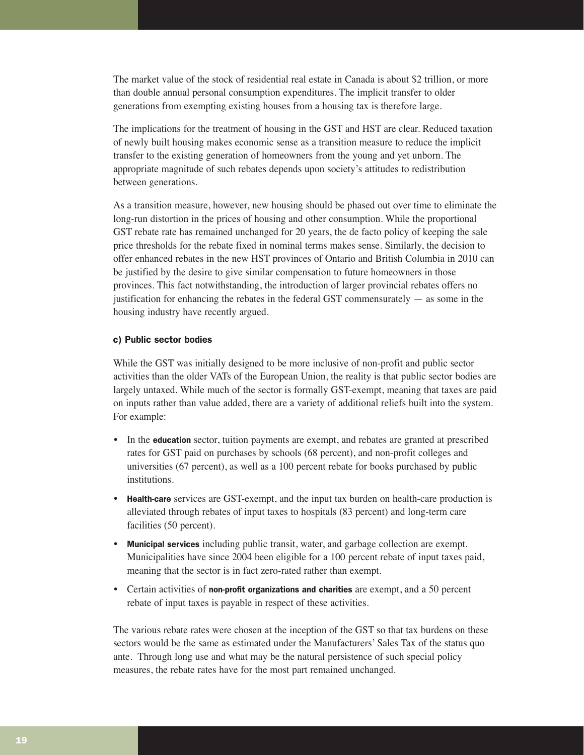The market value of the stock of residential real estate in Canada is about $2 trillion, or more than double annual personal consumption expenditures. The implicit transfer to older generations from exempting existing houses from a housing tax is therefore large.

The implications for the treatment of housing in the GST and HST are clear. Reduced taxation of newly built housing makes economic sense as a transition measure to reduce the implicit transfer to the existing generation of homeowners from the young and yet unborn. The appropriate magnitude of such rebates depends upon society's attitudes to redistribution between generations.

As a transition measure, however, new housing should be phased out over time to eliminate the long-run distortion in the prices of housing and other consumption. While the proportional GST rebate rate has remained unchanged for 20 years, the de facto policy of keeping the sale price thresholds for the rebate fixed in nominal terms makes sense. Similarly, the decision to offer enhanced rebates in the new HST provinces of Ontario and British Columbia in 2010 can be justified by the desire to give similar compensation to future homeowners in those provinces. This fact notwithstanding, the introduction of larger provincial rebates offers no justification for enhancing the rebates in the federal GST commensurately — as some in the housing industry have recently argued.

#### c) Public sector bodies

While the GST was initially designed to be more inclusive of non-profit and public sector activities than the older VATs of the European Union, the reality is that public sector bodies are largely untaxed. While much of the sector is formally GST-exempt, meaning that taxes are paid on inputs rather than value added, there are a variety of additional reliefs built into the system. For example:

- In the **education** sector, tuition payments are exempt, and rebates are granted at prescribed rates for GST paid on purchases by schools (68 percent), and non-profit colleges and universities (67 percent), as well as a 100 percent rebate for books purchased by public institutions.
- **Health-care** services are GST-exempt, and the input tax burden on health-care production is alleviated through rebates of input taxes to hospitals (83 percent) and long-term care facilities (50 percent).
- **Municipal services** including public transit, water, and garbage collection are exempt. Municipalities have since 2004 been eligible for a 100 percent rebate of input taxes paid, meaning that the sector is in fact zero-rated rather than exempt.
- Certain activities of **non-profit organizations and charities** are exempt, and a 50 percent rebate of input taxes is payable in respect of these activities.

The various rebate rates were chosen at the inception of the GST so that tax burdens on these sectors would be the same as estimated under the Manufacturers' Sales Tax of the status quo ante. Through long use and what may be the natural persistence of such special policy measures, the rebate rates have for the most part remained unchanged.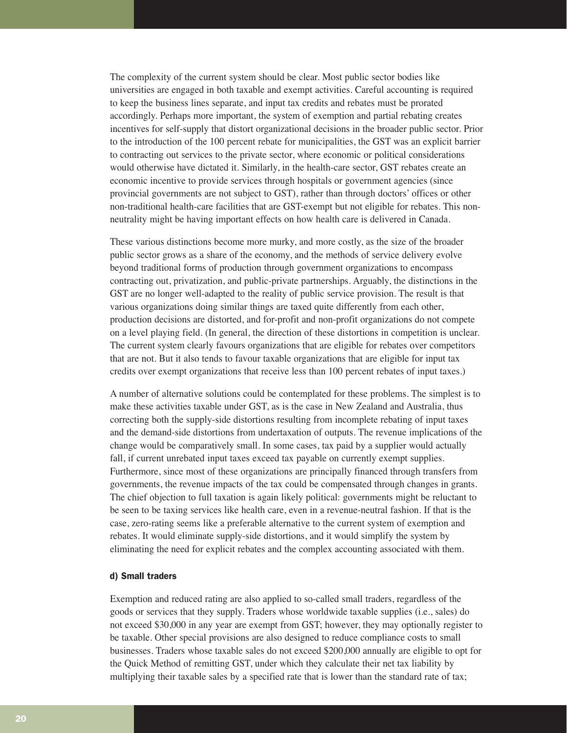The complexity of the current system should be clear. Most public sector bodies like universities are engaged in both taxable and exempt activities. Careful accounting is required to keep the business lines separate, and input tax credits and rebates must be prorated accordingly. Perhaps more important, the system of exemption and partial rebating creates incentives for self-supply that distort organizational decisions in the broader public sector. Prior to the introduction of the 100 percent rebate for municipalities, the GST was an explicit barrier to contracting out services to the private sector, where economic or political considerations would otherwise have dictated it. Similarly, in the health-care sector, GST rebates create an economic incentive to provide services through hospitals or government agencies (since provincial governments are not subject to GST), rather than through doctors' offices or other non-traditional health-care facilities that are GST-exempt but not eligible for rebates. This non-neutrality might be having important effects on how health care is delivered in Canada.

These various distinctions become more murky, and more costly, as the size of the broader public sector grows as a share of the economy, and the methods of service delivery evolve beyond traditional forms of production through government organizations to encompass contracting out, privatization, and public-private partnerships. Arguably, the distinctions in the GST are no longer well-adapted to the reality of public service provision. The result is that various organizations doing similar things are taxed quite differently from each other, production decisions are distorted, and for-profit and non-profit organizations do not compete on a level playing field. (In general, the direction of these distortions in competition is unclear. The current system clearly favours organizations that are eligible for rebates over competitors that are not. But it also tends to favour taxable organizations that are eligible for input tax credits over exempt organizations that receive less than 100 percent rebates of input taxes.)

A number of alternative solutions could be contemplated for these problems. The simplest is to make these activities taxable under GST, as is the case in New Zealand and Australia, thus correcting both the supply-side distortions resulting from incomplete rebating of input taxes and the demand-side distortions from undertaxation of outputs. The revenue implications of the change would be comparatively small. In some cases, tax paid by a supplier would actually fall, if current unrebated input taxes exceed tax payable on currently exempt supplies. Furthermore, since most of these organizations are principally financed through transfers from governments, the revenue impacts of the tax could be compensated through changes in grants. The chief objection to full taxation is again likely political: governments might be reluctant to be seen to be taxing services like health care, even in a revenue-neutral fashion. If that is the case, zero-rating seems like a preferable alternative to the current system of exemption and rebates. It would eliminate supply-side distortions, and it would simplify the system by eliminating the need for explicit rebates and the complex accounting associated with them.

#### d) Small traders

Exemption and reduced rating are also applied to so-called small traders, regardless of the goods or services that they supply. Traders whose worldwide taxable supplies (i.e., sales) do not exceed $30,000 in any year are exempt from GST; however, they may optionally register to be taxable. Other special provisions are also designed to reduce compliance costs to small businesses. Traders whose taxable sales do not exceed $200,000 annually are eligible to opt for the Quick Method of remitting GST, under which they calculate their net tax liability by multiplying their taxable sales by a specified rate that is lower than the standard rate of tax;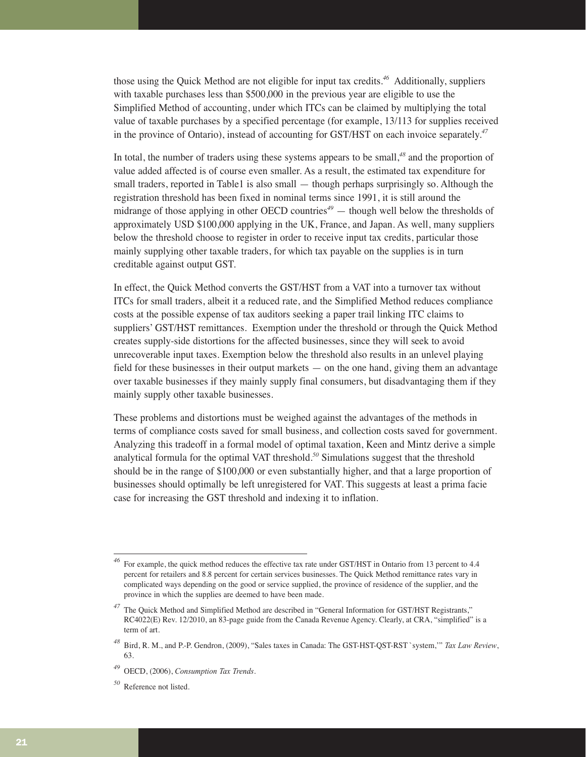those using the Quick Method are not eligible for input tax credits.[46] Additionally, suppliers with taxable purchases less than $500,000 in the previous year are eligible to use the Simplified Method of accounting, under which ITCs can be claimed by multiplying the total value of taxable purchases by a specified percentage (for example, 13/113 for supplies received in the province of Ontario), instead of accounting for GST/HST on each invoice separately.[47]

In total, the number of traders using these systems appears to be small,[48] and the proportion of value added affected is of course even smaller. As a result, the estimated tax expenditure for small traders, reported in Table1 is also small — though perhaps surprisingly so. Although the registration threshold has been fixed in nominal terms since 1991, it is still around the midrange of those applying in other OECD countries[49] — though well below the thresholds of approximately USD $100,000 applying in the UK, France, and Japan. As well, many suppliers below the threshold choose to register in order to receive input tax credits, particular those mainly supplying other taxable traders, for which tax payable on the supplies is in turn creditable against output GST.

In effect, the Quick Method converts the GST/HST from a VAT into a turnover tax without ITCs for small traders, albeit it a reduced rate, and the Simplified Method reduces compliance costs at the possible expense of tax auditors seeking a paper trail linking ITC claims to suppliers' GST/HST remittances. Exemption under the threshold or through the Quick Method creates supply-side distortions for the affected businesses, since they will seek to avoid unrecoverable input taxes. Exemption below the threshold also results in an unlevel playing field for these businesses in their output markets — on the one hand, giving them an advantage over taxable businesses if they mainly supply final consumers, but disadvantaging them if they mainly supply other taxable businesses.

These problems and distortions must be weighed against the advantages of the methods in terms of compliance costs saved for small business, and collection costs saved for government. Analyzing this tradeoff in a formal model of optimal taxation, Keen and Mintz derive a simple analytical formula for the optimal VAT threshold.[50] Simulations suggest that the threshold should be in the range of $100,000 or even substantially higher, and that a large proportion of businesses should optimally be left unregistered for VAT. This suggests at least a prima facie case for increasing the GST threshold and indexing it to inflation.

---

[46] For example, the quick method reduces the effective tax rate under GST/HST in Ontario from 13 percent to 4.4 percent for retailers and 8.8 percent for certain services businesses. The Quick Method remittance rates vary in complicated ways depending on the good or service supplied, the province of residence of the supplier, and the province in which the supplies are deemed to have been made.

[47] The Quick Method and Simplified Method are described in "General Information for GST/HST Registrants," RC4022(E) Rev. 12/2010, an 83-page guide from the Canada Revenue Agency. Clearly, at CRA, "simplified" is a term of art.

[48] Bird, R. M., and P.-P. Gendron, (2009), "Sales taxes in Canada: The GST-HST-QST-RST `system,'" *Tax Law Review*, 63.

[49] OECD, (2006), *Consumption Tax Trends*.

[50] Reference not listed.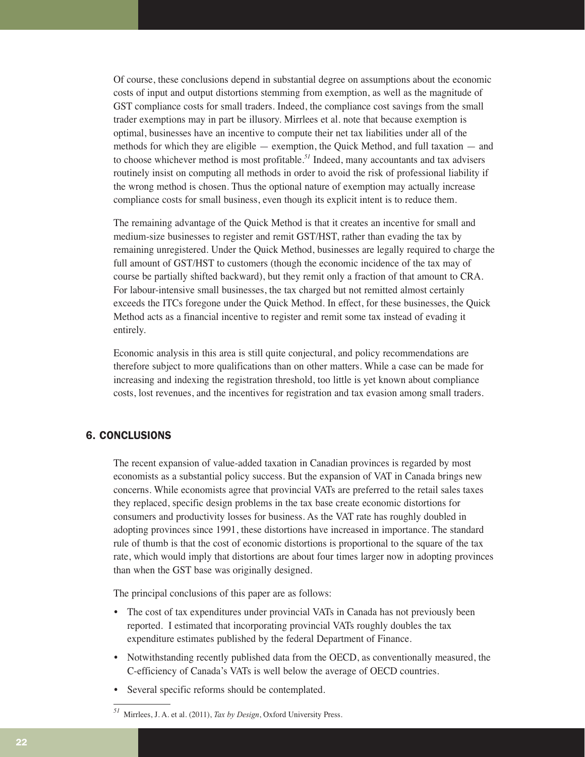Of course, these conclusions depend in substantial degree on assumptions about the economic costs of input and output distortions stemming from exemption, as well as the magnitude of GST compliance costs for small traders. Indeed, the compliance cost savings from the small trader exemptions may in part be illusory. Mirrlees et al. note that because exemption is optimal, businesses have an incentive to compute their net tax liabilities under all of the methods for which they are eligible — exemption, the Quick Method, and full taxation — and to choose whichever method is most profitable.[51] Indeed, many accountants and tax advisers routinely insist on computing all methods in order to avoid the risk of professional liability if the wrong method is chosen. Thus the optional nature of exemption may actually increase compliance costs for small business, even though its explicit intent is to reduce them.

The remaining advantage of the Quick Method is that it creates an incentive for small and medium-size businesses to register and remit GST/HST, rather than evading the tax by remaining unregistered. Under the Quick Method, businesses are legally required to charge the full amount of GST/HST to customers (though the economic incidence of the tax may of course be partially shifted backward), but they remit only a fraction of that amount to CRA. For labour-intensive small businesses, the tax charged but not remitted almost certainly exceeds the ITCs foregone under the Quick Method. In effect, for these businesses, the Quick Method acts as a financial incentive to register and remit some tax instead of evading it entirely.

Economic analysis in this area is still quite conjectural, and policy recommendations are therefore subject to more qualifications than on other matters. While a case can be made for increasing and indexing the registration threshold, too little is yet known about compliance costs, lost revenues, and the incentives for registration and tax evasion among small traders.

## 6. CONCLUSIONS

The recent expansion of value-added taxation in Canadian provinces is regarded by most economists as a substantial policy success. But the expansion of VAT in Canada brings new concerns. While economists agree that provincial VATs are preferred to the retail sales taxes they replaced, specific design problems in the tax base create economic distortions for consumers and productivity losses for business. As the VAT rate has roughly doubled in adopting provinces since 1991, these distortions have increased in importance. The standard rule of thumb is that the cost of economic distortions is proportional to the square of the tax rate, which would imply that distortions are about four times larger now in adopting provinces than when the GST base was originally designed.

The principal conclusions of this paper are as follows:

- The cost of tax expenditures under provincial VATs in Canada has not previously been reported. I estimated that incorporating provincial VATs roughly doubles the tax expenditure estimates published by the federal Department of Finance.
- Notwithstanding recently published data from the OECD, as conventionally measured, the C-efficiency of Canada's VATs is well below the average of OECD countries.
- Several specific reforms should be contemplated.

[51] Mirrlees, J. A. et al. (2011), *Tax by Design*, Oxford University Press.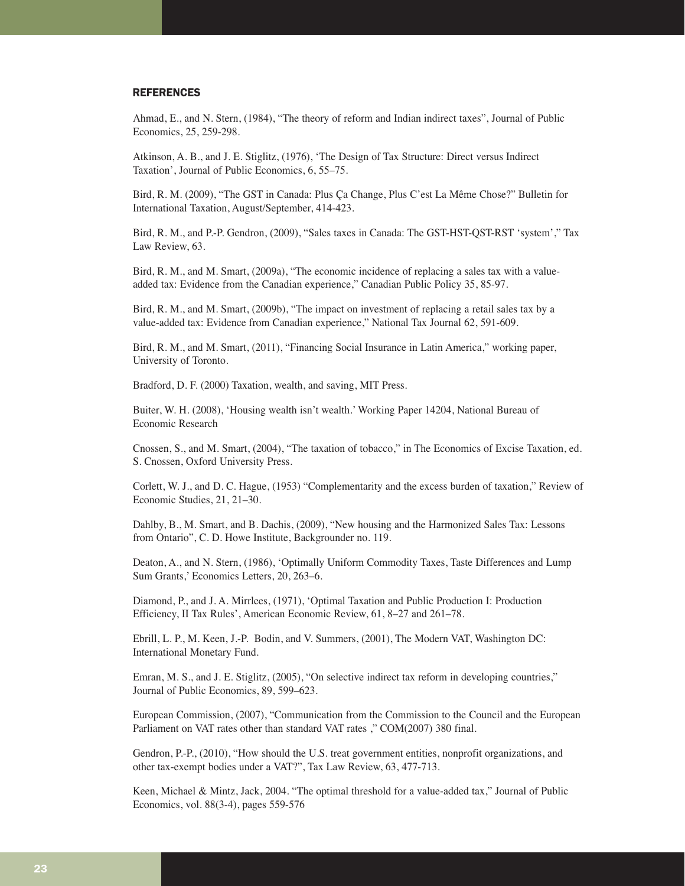## REFERENCES

Ahmad, E., and N. Stern, (1984), "The theory of reform and Indian indirect taxes", Journal of Public Economics, 25, 259-298.

Atkinson, A. B., and J. E. Stiglitz, (1976), 'The Design of Tax Structure: Direct versus Indirect Taxation', Journal of Public Economics, 6, 55–75.

Bird, R. M. (2009), "The GST in Canada: Plus Ça Change, Plus C'est La Même Chose?" Bulletin for International Taxation, August/September, 414-423.

Bird, R. M., and P.-P. Gendron, (2009), "Sales taxes in Canada: The GST-HST-QST-RST 'system'," Tax Law Review, 63.

Bird, R. M., and M. Smart, (2009a), "The economic incidence of replacing a sales tax with a value-added tax: Evidence from the Canadian experience," Canadian Public Policy 35, 85-97.

Bird, R. M., and M. Smart, (2009b), "The impact on investment of replacing a retail sales tax by a value-added tax: Evidence from Canadian experience," National Tax Journal 62, 591-609.

Bird, R. M., and M. Smart, (2011), "Financing Social Insurance in Latin America," working paper, University of Toronto.

Bradford, D. F. (2000) Taxation, wealth, and saving, MIT Press.

Buiter, W. H. (2008), 'Housing wealth isn't wealth.' Working Paper 14204, National Bureau of Economic Research

Cnossen, S., and M. Smart, (2004), "The taxation of tobacco," in The Economics of Excise Taxation, ed. S. Cnossen, Oxford University Press.

Corlett, W. J., and D. C. Hague, (1953) "Complementarity and the excess burden of taxation," Review of Economic Studies, 21, 21–30.

Dahlby, B., M. Smart, and B. Dachis, (2009), "New housing and the Harmonized Sales Tax: Lessons from Ontario", C. D. Howe Institute, Backgrounder no. 119.

Deaton, A., and N. Stern, (1986), 'Optimally Uniform Commodity Taxes, Taste Differences and Lump Sum Grants,' Economics Letters, 20, 263–6.

Diamond, P., and J. A. Mirrlees, (1971), 'Optimal Taxation and Public Production I: Production Efficiency, II Tax Rules', American Economic Review, 61, 8–27 and 261–78.

Ebrill, L. P., M. Keen, J.-P. Bodin, and V. Summers, (2001), The Modern VAT, Washington DC: International Monetary Fund.

Emran, M. S., and J. E. Stiglitz, (2005), "On selective indirect tax reform in developing countries," Journal of Public Economics, 89, 599–623.

European Commission, (2007), "Communication from the Commission to the Council and the European Parliament on VAT rates other than standard VAT rates ," COM(2007) 380 final.

Gendron, P.-P., (2010), "How should the U.S. treat government entities, nonprofit organizations, and other tax-exempt bodies under a VAT?", Tax Law Review, 63, 477-713.

Keen, Michael & Mintz, Jack, 2004. "The optimal threshold for a value-added tax," Journal of Public Economics, vol. 88(3-4), pages 559-576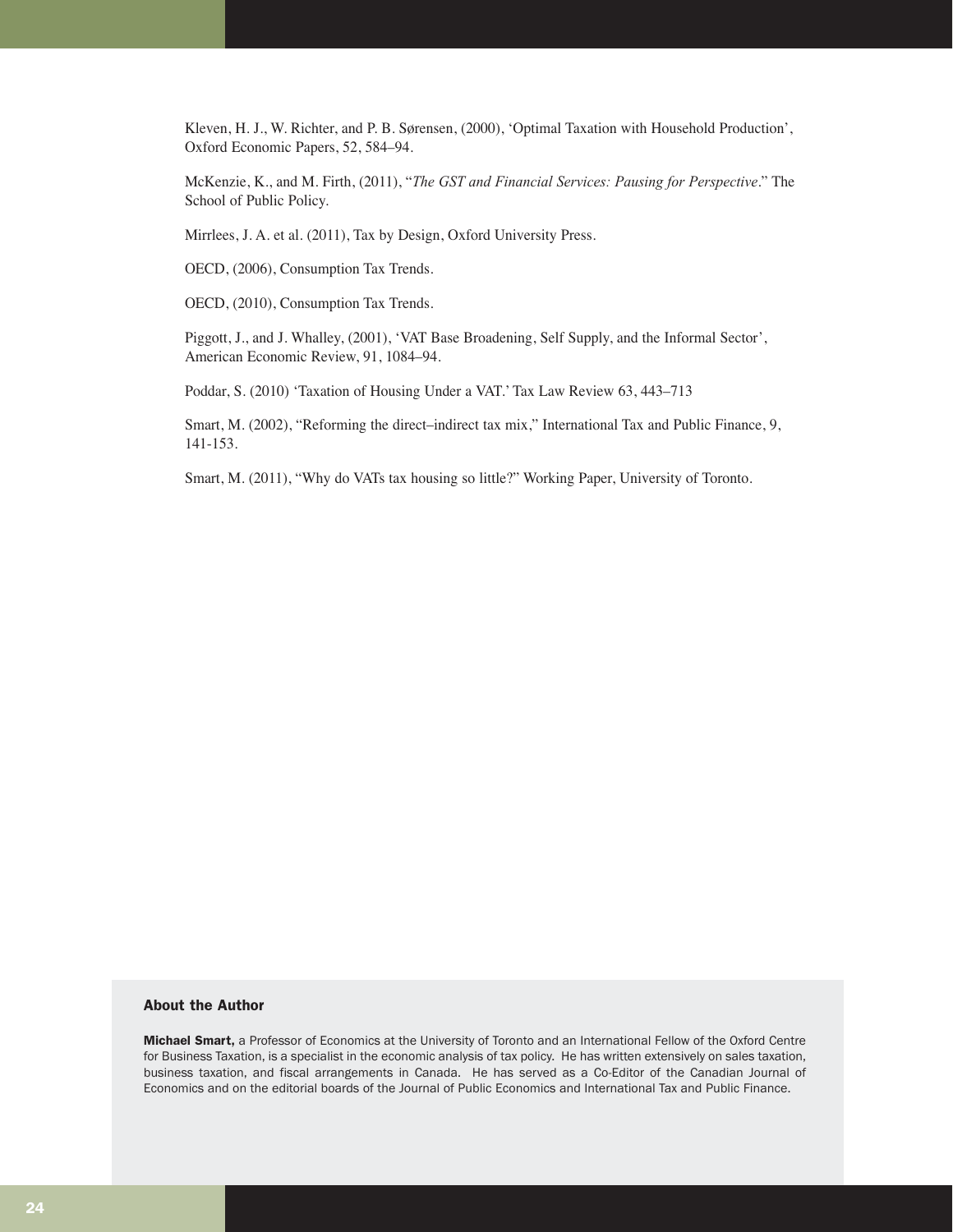Kleven, H. J., W. Richter, and P. B. Sørensen, (2000), 'Optimal Taxation with Household Production', Oxford Economic Papers, 52, 584–94.

McKenzie, K., and M. Firth, (2011), "*The GST and Financial Services: Pausing for Perspective*." The School of Public Policy.

Mirrlees, J. A. et al. (2011), Tax by Design, Oxford University Press.

OECD, (2006), Consumption Tax Trends.

OECD, (2010), Consumption Tax Trends.

Piggott, J., and J. Whalley, (2001), 'VAT Base Broadening, Self Supply, and the Informal Sector', American Economic Review, 91, 1084–94.

Poddar, S. (2010) 'Taxation of Housing Under a VAT.' Tax Law Review 63, 443–713

Smart, M. (2002), "Reforming the direct–indirect tax mix," International Tax and Public Finance, 9, 141-153.

Smart, M. (2011), "Why do VATs tax housing so little?" Working Paper, University of Toronto.

### About the Author

**Michael Smart,** a Professor of Economics at the University of Toronto and an International Fellow of the Oxford Centre for Business Taxation, is a specialist in the economic analysis of tax policy. He has written extensively on sales taxation, business taxation, and fiscal arrangements in Canada. He has served as a Co-Editor of the Canadian Journal of Economics and on the editorial boards of the Journal of Public Economics and International Tax and Public Finance.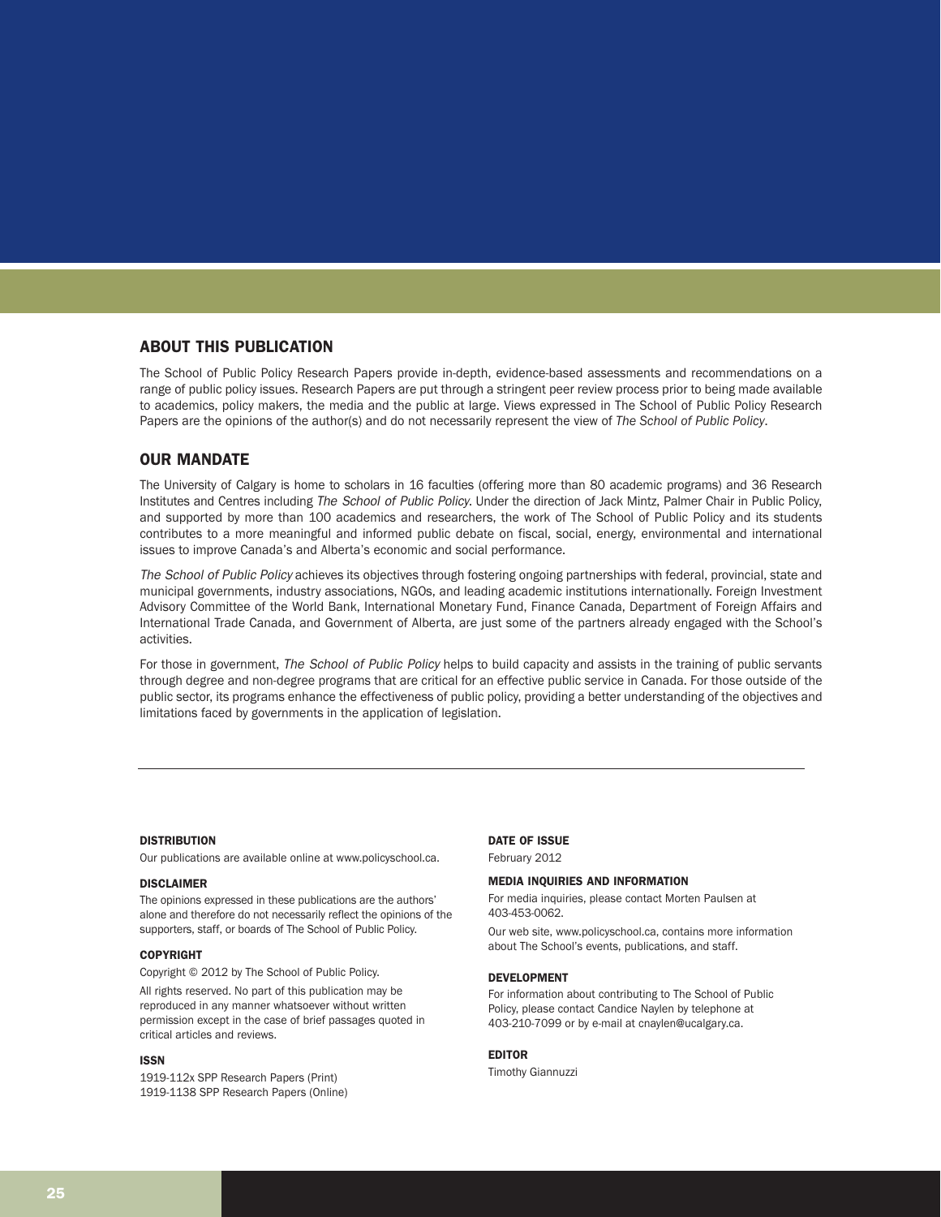## ABOUT THIS PUBLICATION

The School of Public Policy Research Papers provide in-depth, evidence-based assessments and recommendations on a range of public policy issues. Research Papers are put through a stringent peer review process prior to being made available to academics, policy makers, the media and the public at large. Views expressed in The School of Public Policy Research Papers are the opinions of the author(s) and do not necessarily represent the view of *The School of Public Policy*.

## OUR MANDATE

The University of Calgary is home to scholars in 16 faculties (offering more than 80 academic programs) and 36 Research Institutes and Centres including *The School of Public Policy*. Under the direction of Jack Mintz, Palmer Chair in Public Policy, and supported by more than 100 academics and researchers, the work of The School of Public Policy and its students contributes to a more meaningful and informed public debate on fiscal, social, energy, environmental and international issues to improve Canada's and Alberta's economic and social performance.

*The School of Public Policy* achieves its objectives through fostering ongoing partnerships with federal, provincial, state and municipal governments, industry associations, NGOs, and leading academic institutions internationally. Foreign Investment Advisory Committee of the World Bank, International Monetary Fund, Finance Canada, Department of Foreign Affairs and International Trade Canada, and Government of Alberta, are just some of the partners already engaged with the School's activities.

For those in government, *The School of Public Policy* helps to build capacity and assists in the training of public servants through degree and non-degree programs that are critical for an effective public service in Canada. For those outside of the public sector, its programs enhance the effectiveness of public policy, providing a better understanding of the objectives and limitations faced by governments in the application of legislation.

---

#### DISTRIBUTION

Our publications are available online at www.policyschool.ca.

#### DISCLAIMER

The opinions expressed in these publications are the authors' alone and therefore do not necessarily reflect the opinions of the supporters, staff, or boards of The School of Public Policy.

#### COPYRIGHT

Copyright © 2012 by The School of Public Policy.

All rights reserved. No part of this publication may be reproduced in any manner whatsoever without written permission except in the case of brief passages quoted in critical articles and reviews.

#### ISSN

1919-112x SPP Research Papers (Print)
1919-1138 SPP Research Papers (Online)

#### DATE OF ISSUE

February 2012

#### MEDIA INQUIRIES AND INFORMATION

For media inquiries, please contact Morten Paulsen at 403-453-0062.

Our web site, www.policyschool.ca, contains more information about The School's events, publications, and staff.

#### DEVELOPMENT

For information about contributing to The School of Public Policy, please contact Candice Naylen by telephone at 403-210-7099 or by e-mail at cnaylen@ucalgary.ca.

#### EDITOR

Timothy Giannuzzi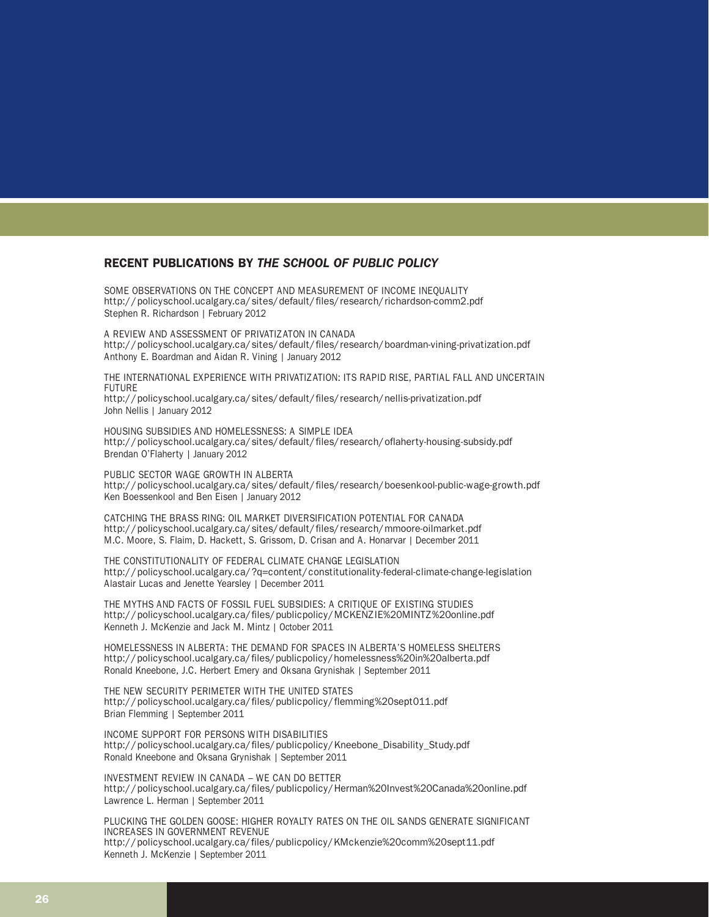## RECENT PUBLICATIONS BY *THE SCHOOL OF PUBLIC POLICY*

SOME OBSERVATIONS ON THE CONCEPT AND MEASUREMENT OF INCOME INEQUALITY
http://policyschool.ucalgary.ca/sites/default/files/research/richardson-comm2.pdf
Stephen R. Richardson | February 2012

A REVIEW AND ASSESSMENT OF PRIVATIZATON IN CANADA
http://policyschool.ucalgary.ca/sites/default/files/research/boardman-vining-privatization.pdf
Anthony E. Boardman and Aidan R. Vining | January 2012

THE INTERNATIONAL EXPERIENCE WITH PRIVATIZATION: ITS RAPID RISE, PARTIAL FALL AND UNCERTAIN FUTURE
http://policyschool.ucalgary.ca/sites/default/files/research/nellis-privatization.pdf
John Nellis | January 2012

HOUSING SUBSIDIES AND HOMELESSNESS: A SIMPLE IDEA
http://policyschool.ucalgary.ca/sites/default/files/research/oflaherty-housing-subsidy.pdf
Brendan O'Flaherty | January 2012

PUBLIC SECTOR WAGE GROWTH IN ALBERTA
http://policyschool.ucalgary.ca/sites/default/files/research/boesenkool-public-wage-growth.pdf
Ken Boessenkool and Ben Eisen | January 2012

CATCHING THE BRASS RING: OIL MARKET DIVERSIFICATION POTENTIAL FOR CANADA
http://policyschool.ucalgary.ca/sites/default/files/research/mmoore-oilmarket.pdf
M.C. Moore, S. Flaim, D. Hackett, S. Grissom, D. Crisan and A. Honarvar | December 2011

THE CONSTITUTIONALITY OF FEDERAL CLIMATE CHANGE LEGISLATION
http://policyschool.ucalgary.ca/?q=content/constitutionality-federal-climate-change-legislation
Alastair Lucas and Jenette Yearsley | December 2011

THE MYTHS AND FACTS OF FOSSIL FUEL SUBSIDIES: A CRITIQUE OF EXISTING STUDIES
http://policyschool.ucalgary.ca/files/publicpolicy/MCKENZIE%20MINTZ%20online.pdf
Kenneth J. McKenzie and Jack M. Mintz | October 2011

HOMELESSNESS IN ALBERTA: THE DEMAND FOR SPACES IN ALBERTA'S HOMELESS SHELTERS
http://policyschool.ucalgary.ca/files/publicpolicy/homelessness%20in%20alberta.pdf
Ronald Kneebone, J.C. Herbert Emery and Oksana Grynishak | September 2011

THE NEW SECURITY PERIMETER WITH THE UNITED STATES
http://policyschool.ucalgary.ca/files/publicpolicy/flemming%20sept011.pdf
Brian Flemming | September 2011

INCOME SUPPORT FOR PERSONS WITH DISABILITIES
http://policyschool.ucalgary.ca/files/publicpolicy/Kneebone_Disability_Study.pdf
Ronald Kneebone and Oksana Grynishak | September 2011

INVESTMENT REVIEW IN CANADA – WE CAN DO BETTER
http://policyschool.ucalgary.ca/files/publicpolicy/Herman%20Invest%20Canada%20online.pdf
Lawrence L. Herman | September 2011

PLUCKING THE GOLDEN GOOSE: HIGHER ROYALTY RATES ON THE OIL SANDS GENERATE SIGNIFICANT INCREASES IN GOVERNMENT REVENUE
http://policyschool.ucalgary.ca/files/publicpolicy/KMckenzie%20comm%20sept11.pdf
Kenneth J. McKenzie | September 2011